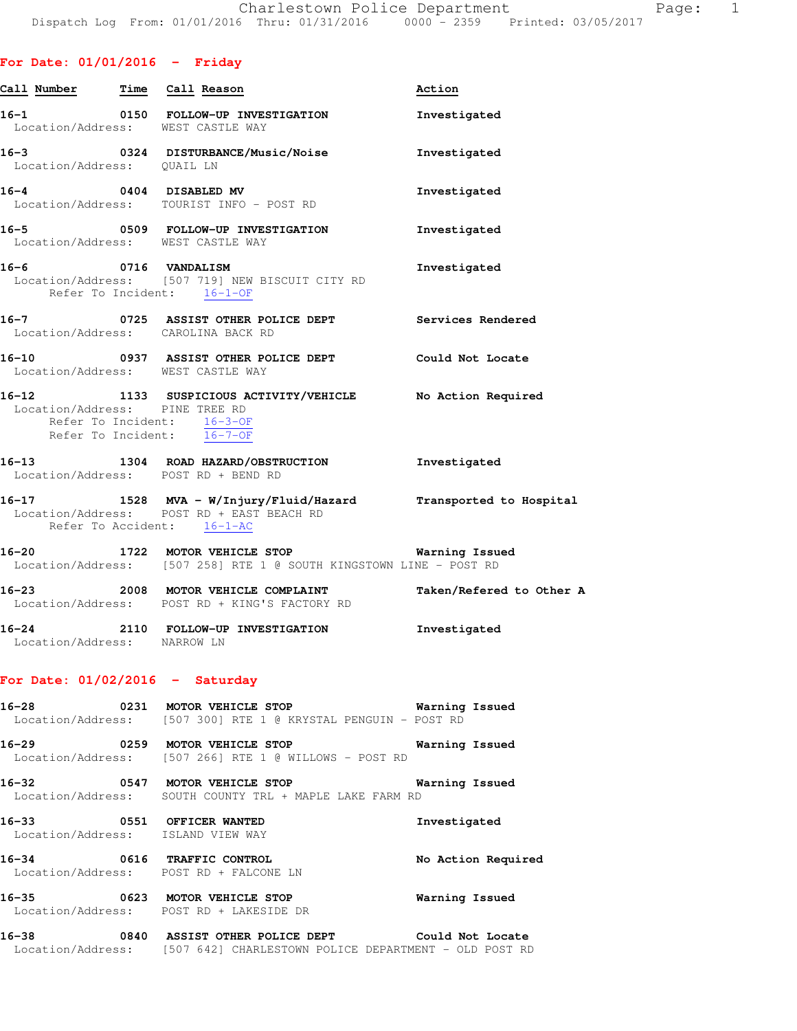Charlestown Police Department
Dispatch Log From: 01/01/2016 Thru: 01/31/2016 0000 - 2359 Printed: 03/05/2017

## For Date: 01/01/2016 - Friday

| Call Number | Time | Call Reason | Action |
|---|---|---|---|
| 16-1 | 0150 | FOLLOW-UP INVESTIGATION | Investigated |

Location/Address: WEST CASTLE WAY

| Call Number | Time | Call Reason | Action |
|---|---|---|---|
| 16-3 | 0324 | DISTURBANCE/Music/Noise | Investigated |

Location/Address: QUAIL LN

| Call Number | Time | Call Reason | Action |
|---|---|---|---|
| 16-4 | 0404 | DISABLED MV | Investigated |

Location/Address: TOURIST INFO - POST RD

| Call Number | Time | Call Reason | Action |
|---|---|---|---|
| 16-5 | 0509 | FOLLOW-UP INVESTIGATION | Investigated |

Location/Address: WEST CASTLE WAY

| Call Number | Time | Call Reason | Action |
|---|---|---|---|
| 16-6 | 0716 | VANDALISM | Investigated |

Location/Address: [507 719] NEW BISCUIT CITY RD
Refer To Incident: 16-1-OF

| Call Number | Time | Call Reason | Action |
|---|---|---|---|
| 16-7 | 0725 | ASSIST OTHER POLICE DEPT | Services Rendered |

Location/Address: CAROLINA BACK RD

| Call Number | Time | Call Reason | Action |
|---|---|---|---|
| 16-10 | 0937 | ASSIST OTHER POLICE DEPT | Could Not Locate |

Location/Address: WEST CASTLE WAY

| Call Number | Time | Call Reason | Action |
|---|---|---|---|
| 16-12 | 1133 | SUSPICIOUS ACTIVITY/VEHICLE | No Action Required |

Location/Address: PINE TREE RD
Refer To Incident: 16-3-OF
Refer To Incident: 16-7-OF

| Call Number | Time | Call Reason | Action |
|---|---|---|---|
| 16-13 | 1304 | ROAD HAZARD/OBSTRUCTION | Investigated |

Location/Address: POST RD + BEND RD

| Call Number | Time | Call Reason | Action |
|---|---|---|---|
| 16-17 | 1528 | MVA - W/Injury/Fluid/Hazard | Transported to Hospital |

Location/Address: POST RD + EAST BEACH RD
Refer To Accident: 16-1-AC

| Call Number | Time | Call Reason | Action |
|---|---|---|---|
| 16-20 | 1722 | MOTOR VEHICLE STOP | Warning Issued |

Location/Address: [507 258] RTE 1 @ SOUTH KINGSTOWN LINE - POST RD

| Call Number | Time | Call Reason | Action |
|---|---|---|---|
| 16-23 | 2008 | MOTOR VEHICLE COMPLAINT | Taken/Refered to Other A |

Location/Address: POST RD + KING'S FACTORY RD

| Call Number | Time | Call Reason | Action |
|---|---|---|---|
| 16-24 | 2110 | FOLLOW-UP INVESTIGATION | Investigated |

Location/Address: NARROW LN

## For Date: 01/02/2016 - Saturday

| Call Number | Time | Call Reason | Action |
|---|---|---|---|
| 16-28 | 0231 | MOTOR VEHICLE STOP | Warning Issued |

Location/Address: [507 300] RTE 1 @ KRYSTAL PENGUIN - POST RD

| Call Number | Time | Call Reason | Action |
|---|---|---|---|
| 16-29 | 0259 | MOTOR VEHICLE STOP | Warning Issued |

Location/Address: [507 266] RTE 1 @ WILLOWS - POST RD

| Call Number | Time | Call Reason | Action |
|---|---|---|---|
| 16-32 | 0547 | MOTOR VEHICLE STOP | Warning Issued |

Location/Address: SOUTH COUNTY TRL + MAPLE LAKE FARM RD

| Call Number | Time | Call Reason | Action |
|---|---|---|---|
| 16-33 | 0551 | OFFICER WANTED | Investigated |

Location/Address: ISLAND VIEW WAY

| Call Number | Time | Call Reason | Action |
|---|---|---|---|
| 16-34 | 0616 | TRAFFIC CONTROL | No Action Required |

Location/Address: POST RD + FALCONE LN

| Call Number | Time | Call Reason | Action |
|---|---|---|---|
| 16-35 | 0623 | MOTOR VEHICLE STOP | Warning Issued |

Location/Address: POST RD + LAKESIDE DR

| Call Number | Time | Call Reason | Action |
|---|---|---|---|
| 16-38 | 0840 | ASSIST OTHER POLICE DEPT | Could Not Locate |

Location/Address: [507 642] CHARLESTOWN POLICE DEPARTMENT - OLD POST RD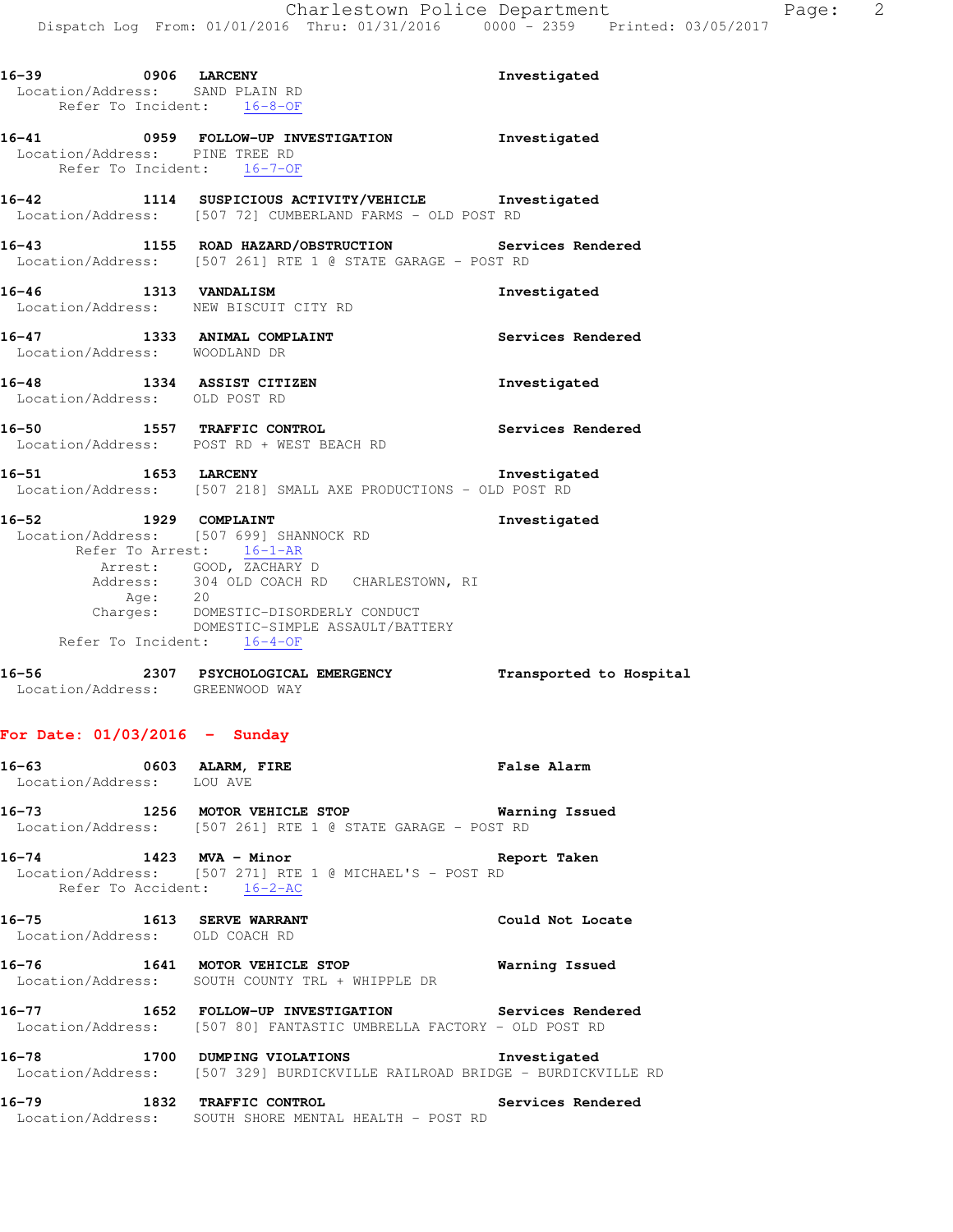**16-39 0906 LARCENY** Investigated
Location/Address: SAND PLAIN RD
Refer To Incident: 16-8-OF

**16-41 0959 FOLLOW-UP INVESTIGATION** Investigated
Location/Address: PINE TREE RD
Refer To Incident: 16-7-OF

**16-42 1114 SUSPICIOUS ACTIVITY/VEHICLE** Investigated
Location/Address: [507 72] CUMBERLAND FARMS - OLD POST RD

**16-43 1155 ROAD HAZARD/OBSTRUCTION** Services Rendered
Location/Address: [507 261] RTE 1 @ STATE GARAGE - POST RD

**16-46 1313 VANDALISM** Investigated
Location/Address: NEW BISCUIT CITY RD

**16-47 1333 ANIMAL COMPLAINT** Services Rendered
Location/Address: WOODLAND DR

**16-48 1334 ASSIST CITIZEN** Investigated
Location/Address: OLD POST RD

**16-50 1557 TRAFFIC CONTROL** Services Rendered
Location/Address: POST RD + WEST BEACH RD

**16-51 1653 LARCENY** Investigated
Location/Address: [507 218] SMALL AXE PRODUCTIONS - OLD POST RD

**16-52 1929 COMPLAINT** Investigated
Location/Address: [507 699] SHANNOCK RD
Refer To Arrest: 16-1-AR
Arrest: GOOD, ZACHARY D
Address: 304 OLD COACH RD CHARLESTOWN, RI
Age: 20
Charges: DOMESTIC-DISORDERLY CONDUCT
DOMESTIC-SIMPLE ASSAULT/BATTERY
Refer To Incident: 16-4-OF

**16-56 2307 PSYCHOLOGICAL EMERGENCY** Transported to Hospital
Location/Address: GREENWOOD WAY

## For Date: 01/03/2016 - Sunday

**16-63 0603 ALARM, FIRE** False Alarm
Location/Address: LOU AVE

**16-73 1256 MOTOR VEHICLE STOP** Warning Issued
Location/Address: [507 261] RTE 1 @ STATE GARAGE - POST RD

**16-74 1423 MVA - Minor** Report Taken
Location/Address: [507 271] RTE 1 @ MICHAEL'S - POST RD
Refer To Accident: 16-2-AC

**16-75 1613 SERVE WARRANT** Could Not Locate
Location/Address: OLD COACH RD

**16-76 1641 MOTOR VEHICLE STOP** Warning Issued
Location/Address: SOUTH COUNTY TRL + WHIPPLE DR

**16-77 1652 FOLLOW-UP INVESTIGATION** Services Rendered
Location/Address: [507 80] FANTASTIC UMBRELLA FACTORY - OLD POST RD

**16-78 1700 DUMPING VIOLATIONS** Investigated
Location/Address: [507 329] BURDICKVILLE RAILROAD BRIDGE - BURDICKVILLE RD

**16-79 1832 TRAFFIC CONTROL** Services Rendered
Location/Address: SOUTH SHORE MENTAL HEALTH - POST RD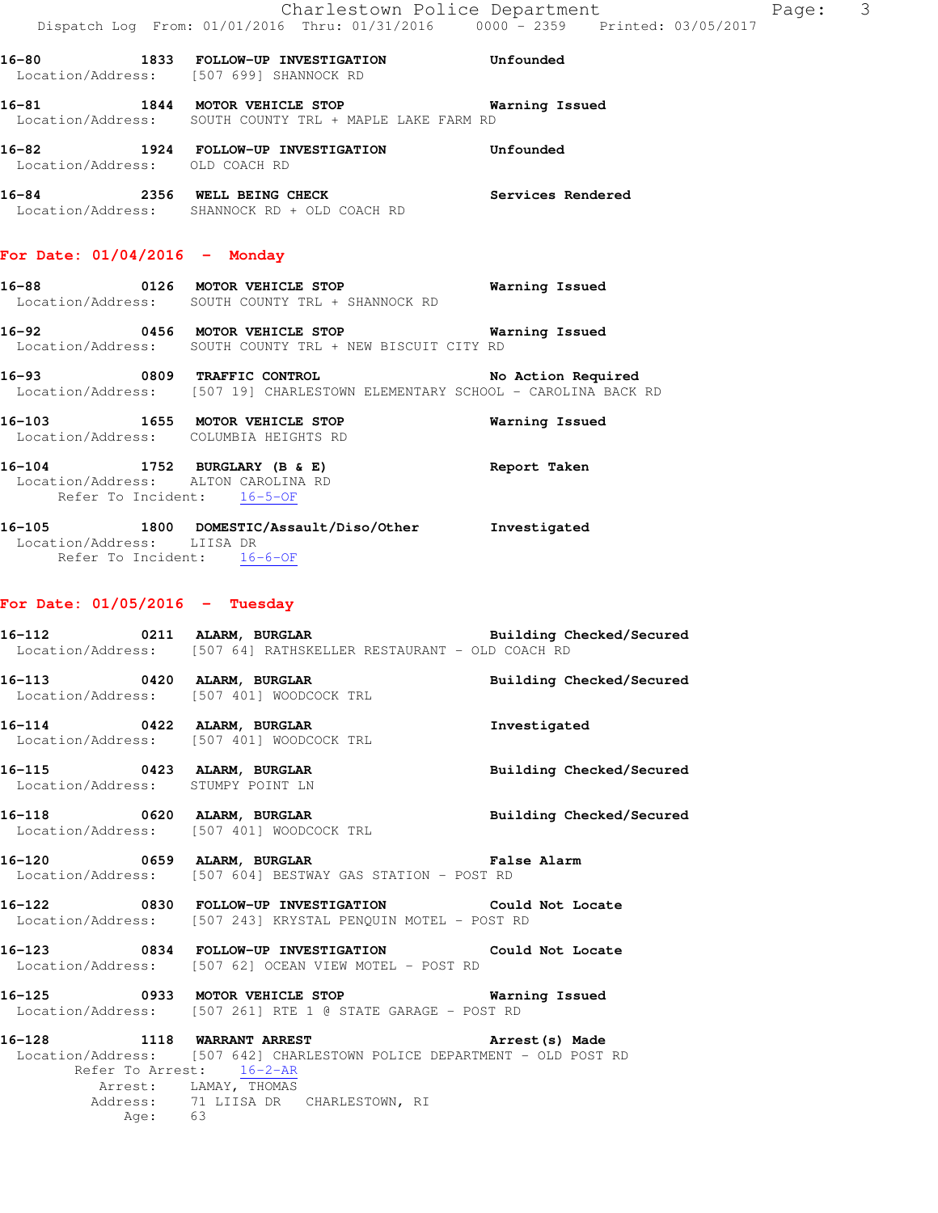**16-80 1833 FOLLOW-UP INVESTIGATION** Unfounded
Location/Address: [507 699] SHANNOCK RD

**16-81 1844 MOTOR VEHICLE STOP** Warning Issued
Location/Address: SOUTH COUNTY TRL + MAPLE LAKE FARM RD

**16-82 1924 FOLLOW-UP INVESTIGATION** Unfounded
Location/Address: OLD COACH RD

**16-84 2356 WELL BEING CHECK** Services Rendered
Location/Address: SHANNOCK RD + OLD COACH RD

## For Date: 01/04/2016 - Monday

**16-88 0126 MOTOR VEHICLE STOP** Warning Issued
Location/Address: SOUTH COUNTY TRL + SHANNOCK RD

**16-92 0456 MOTOR VEHICLE STOP** Warning Issued
Location/Address: SOUTH COUNTY TRL + NEW BISCUIT CITY RD

**16-93 0809 TRAFFIC CONTROL** No Action Required
Location/Address: [507 19] CHARLESTOWN ELEMENTARY SCHOOL - CAROLINA BACK RD

**16-103 1655 MOTOR VEHICLE STOP** Warning Issued
Location/Address: COLUMBIA HEIGHTS RD

**16-104 1752 BURGLARY (B & E)** Report Taken
Location/Address: ALTON CAROLINA RD
Refer To Incident: 16-5-OF

**16-105 1800 DOMESTIC/Assault/Diso/Other** Investigated
Location/Address: LIISA DR
Refer To Incident: 16-6-OF

## For Date: 01/05/2016 - Tuesday

**16-112 0211 ALARM, BURGLAR** Building Checked/Secured
Location/Address: [507 64] RATHSKELLER RESTAURANT - OLD COACH RD

**16-113 0420 ALARM, BURGLAR** Building Checked/Secured
Location/Address: [507 401] WOODCOCK TRL

**16-114 0422 ALARM, BURGLAR** Investigated
Location/Address: [507 401] WOODCOCK TRL

**16-115 0423 ALARM, BURGLAR** Building Checked/Secured
Location/Address: STUMPY POINT LN

**16-118 0620 ALARM, BURGLAR** Building Checked/Secured
Location/Address: [507 401] WOODCOCK TRL

**16-120 0659 ALARM, BURGLAR** False Alarm
Location/Address: [507 604] BESTWAY GAS STATION - POST RD

**16-122 0830 FOLLOW-UP INVESTIGATION** Could Not Locate
Location/Address: [507 243] KRYSTAL PENQUIN MOTEL - POST RD

**16-123 0834 FOLLOW-UP INVESTIGATION** Could Not Locate
Location/Address: [507 62] OCEAN VIEW MOTEL - POST RD

**16-125 0933 MOTOR VEHICLE STOP** Warning Issued
Location/Address: [507 261] RTE 1 @ STATE GARAGE - POST RD

**16-128 1118 WARRANT ARREST** Arrest(s) Made
Location/Address: [507 642] CHARLESTOWN POLICE DEPARTMENT - OLD POST RD
Refer To Arrest: 16-2-AR
Arrest: LAMAY, THOMAS
Address: 71 LIISA DR CHARLESTOWN, RI
Age: 63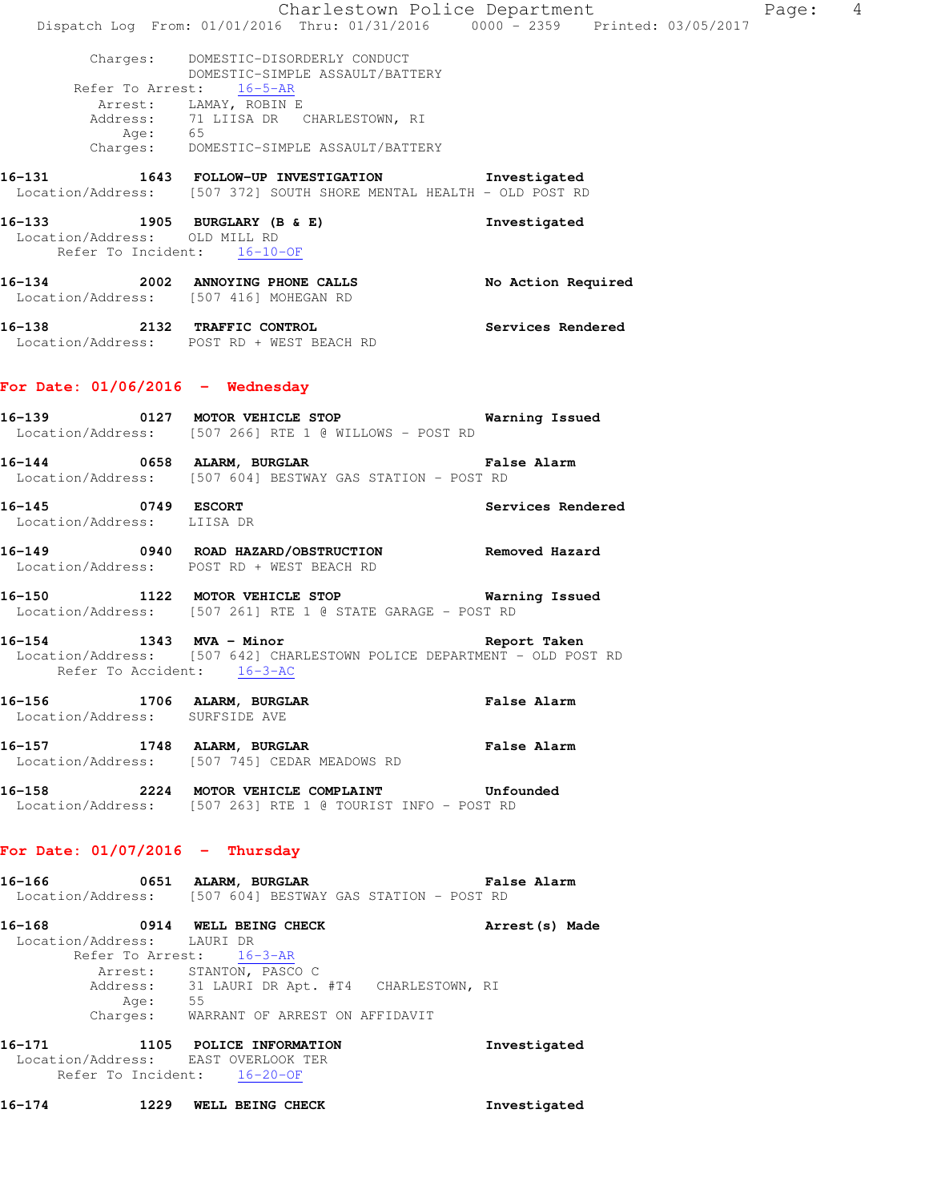Charges: DOMESTIC-DISORDERLY CONDUCT
DOMESTIC-SIMPLE ASSAULT/BATTERY
Refer To Arrest: 16-5-AR
Arrest: LAMAY, ROBIN E
Address: 71 LIISA DR CHARLESTOWN, RI
Age: 65
Charges: DOMESTIC-SIMPLE ASSAULT/BATTERY

**16-131 1643 FOLLOW-UP INVESTIGATION** Investigated
Location/Address: [507 372] SOUTH SHORE MENTAL HEALTH - OLD POST RD

**16-133 1905 BURGLARY (B & E)** Investigated
Location/Address: OLD MILL RD
Refer To Incident: 16-10-OF

**16-134 2002 ANNOYING PHONE CALLS** No Action Required
Location/Address: [507 416] MOHEGAN RD

**16-138 2132 TRAFFIC CONTROL** Services Rendered
Location/Address: POST RD + WEST BEACH RD

## For Date: 01/06/2016 - Wednesday

**16-139 0127 MOTOR VEHICLE STOP** Warning Issued
Location/Address: [507 266] RTE 1 @ WILLOWS - POST RD

**16-144 0658 ALARM, BURGLAR** False Alarm
Location/Address: [507 604] BESTWAY GAS STATION - POST RD

**16-145 0749 ESCORT** Services Rendered
Location/Address: LIISA DR

**16-149 0940 ROAD HAZARD/OBSTRUCTION** Removed Hazard
Location/Address: POST RD + WEST BEACH RD

**16-150 1122 MOTOR VEHICLE STOP** Warning Issued
Location/Address: [507 261] RTE 1 @ STATE GARAGE - POST RD

**16-154 1343 MVA - Minor** Report Taken
Location/Address: [507 642] CHARLESTOWN POLICE DEPARTMENT - OLD POST RD
Refer To Accident: 16-3-AC

**16-156 1706 ALARM, BURGLAR** False Alarm
Location/Address: SURFSIDE AVE

**16-157 1748 ALARM, BURGLAR** False Alarm
Location/Address: [507 745] CEDAR MEADOWS RD

**16-158 2224 MOTOR VEHICLE COMPLAINT** Unfounded
Location/Address: [507 263] RTE 1 @ TOURIST INFO - POST RD

## For Date: 01/07/2016 - Thursday

**16-166 0651 ALARM, BURGLAR** False Alarm
Location/Address: [507 604] BESTWAY GAS STATION - POST RD

**16-168 0914 WELL BEING CHECK** Arrest(s) Made
Location/Address: LAURI DR
Refer To Arrest: 16-3-AR
Arrest: STANTON, PASCO C
Address: 31 LAURI DR Apt. #T4 CHARLESTOWN, RI
Age: 55
Charges: WARRANT OF ARREST ON AFFIDAVIT

**16-171 1105 POLICE INFORMATION** Investigated
Location/Address: EAST OVERLOOK TER
Refer To Incident: 16-20-OF

**16-174 1229 WELL BEING CHECK** Investigated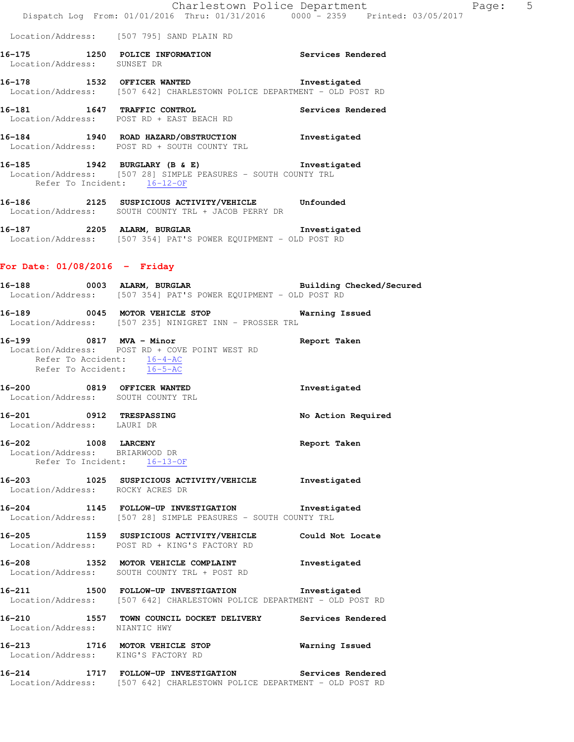Location/Address: [507 795] SAND PLAIN RD

**16-175** 1250 **POLICE INFORMATION** Services Rendered
Location/Address: SUNSET DR

**16-178** 1532 **OFFICER WANTED** Investigated
Location/Address: [507 642] CHARLESTOWN POLICE DEPARTMENT - OLD POST RD

**16-181** 1647 **TRAFFIC CONTROL** Services Rendered
Location/Address: POST RD + EAST BEACH RD

**16-184** 1940 **ROAD HAZARD/OBSTRUCTION** Investigated
Location/Address: POST RD + SOUTH COUNTY TRL

**16-185** 1942 **BURGLARY (B & E)** Investigated
Location/Address: [507 28] SIMPLE PEASURES - SOUTH COUNTY TRL
Refer To Incident: 16-12-OF

**16-186** 2125 **SUSPICIOUS ACTIVITY/VEHICLE** Unfounded
Location/Address: SOUTH COUNTY TRL + JACOB PERRY DR

**16-187** 2205 **ALARM, BURGLAR** Investigated
Location/Address: [507 354] PAT'S POWER EQUIPMENT - OLD POST RD

## For Date: 01/08/2016 - Friday

**16-188** 0003 **ALARM, BURGLAR** Building Checked/Secured
Location/Address: [507 354] PAT'S POWER EQUIPMENT - OLD POST RD

**16-189** 0045 **MOTOR VEHICLE STOP** Warning Issued
Location/Address: [507 235] NINIGRET INN - PROSSER TRL

**16-199** 0817 **MVA - Minor** Report Taken
Location/Address: POST RD + COVE POINT WEST RD
Refer To Accident: 16-4-AC
Refer To Accident: 16-5-AC

**16-200** 0819 **OFFICER WANTED** Investigated
Location/Address: SOUTH COUNTY TRL

**16-201** 0912 **TRESPASSING** No Action Required
Location/Address: LAURI DR

**16-202** 1008 **LARCENY** Report Taken
Location/Address: BRIARWOOD DR
Refer To Incident: 16-13-OF

**16-203** 1025 **SUSPICIOUS ACTIVITY/VEHICLE** Investigated
Location/Address: ROCKY ACRES DR

**16-204** 1145 **FOLLOW-UP INVESTIGATION** Investigated
Location/Address: [507 28] SIMPLE PEASURES - SOUTH COUNTY TRL

**16-205** 1159 **SUSPICIOUS ACTIVITY/VEHICLE** Could Not Locate
Location/Address: POST RD + KING'S FACTORY RD

**16-208** 1352 **MOTOR VEHICLE COMPLAINT** Investigated
Location/Address: SOUTH COUNTY TRL + POST RD

**16-211** 1500 **FOLLOW-UP INVESTIGATION** Investigated
Location/Address: [507 642] CHARLESTOWN POLICE DEPARTMENT - OLD POST RD

**16-210** 1557 **TOWN COUNCIL DOCKET DELIVERY** Services Rendered
Location/Address: NIANTIC HWY

**16-213** 1716 **MOTOR VEHICLE STOP** Warning Issued
Location/Address: KING'S FACTORY RD

**16-214** 1717 **FOLLOW-UP INVESTIGATION** Services Rendered
Location/Address: [507 642] CHARLESTOWN POLICE DEPARTMENT - OLD POST RD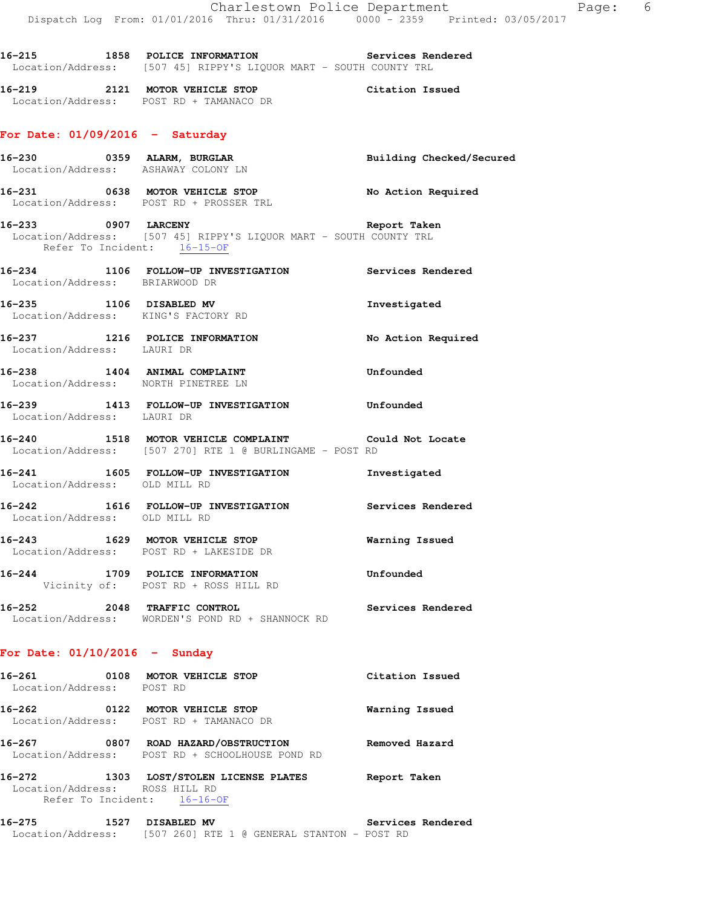**16-215** 1858 **POLICE INFORMATION** Services Rendered
Location/Address: [507 45] RIPPY'S LIQUOR MART - SOUTH COUNTY TRL

**16-219** 2121 **MOTOR VEHICLE STOP** Citation Issued
Location/Address: POST RD + TAMANACO DR

## For Date: 01/09/2016 - Saturday

**16-230** 0359 **ALARM, BURGLAR** Building Checked/Secured
Location/Address: ASHAWAY COLONY LN

**16-231** 0638 **MOTOR VEHICLE STOP** No Action Required
Location/Address: POST RD + PROSSER TRL

**16-233** 0907 **LARCENY** Report Taken
Location/Address: [507 45] RIPPY'S LIQUOR MART - SOUTH COUNTY TRL
Refer To Incident: 16-15-OF

**16-234** 1106 **FOLLOW-UP INVESTIGATION** Services Rendered
Location/Address: BRIARWOOD DR

**16-235** 1106 **DISABLED MV** Investigated
Location/Address: KING'S FACTORY RD

**16-237** 1216 **POLICE INFORMATION** No Action Required
Location/Address: LAURI DR

**16-238** 1404 **ANIMAL COMPLAINT** Unfounded
Location/Address: NORTH PINETREE LN

**16-239** 1413 **FOLLOW-UP INVESTIGATION** Unfounded
Location/Address: LAURI DR

**16-240** 1518 **MOTOR VEHICLE COMPLAINT** Could Not Locate
Location/Address: [507 270] RTE 1 @ BURLINGAME - POST RD

**16-241** 1605 **FOLLOW-UP INVESTIGATION** Investigated
Location/Address: OLD MILL RD

**16-242** 1616 **FOLLOW-UP INVESTIGATION** Services Rendered
Location/Address: OLD MILL RD

**16-243** 1629 **MOTOR VEHICLE STOP** Warning Issued
Location/Address: POST RD + LAKESIDE DR

**16-244** 1709 **POLICE INFORMATION** Unfounded
Vicinity of: POST RD + ROSS HILL RD

**16-252** 2048 **TRAFFIC CONTROL** Services Rendered
Location/Address: WORDEN'S POND RD + SHANNOCK RD

## For Date: 01/10/2016 - Sunday

**16-261** 0108 **MOTOR VEHICLE STOP** Citation Issued
Location/Address: POST RD

**16-262** 0122 **MOTOR VEHICLE STOP** Warning Issued
Location/Address: POST RD + TAMANACO DR

**16-267** 0807 **ROAD HAZARD/OBSTRUCTION** Removed Hazard
Location/Address: POST RD + SCHOOLHOUSE POND RD

**16-272** 1303 **LOST/STOLEN LICENSE PLATES** Report Taken
Location/Address: ROSS HILL RD
Refer To Incident: 16-16-OF

**16-275** 1527 **DISABLED MV** Services Rendered
Location/Address: [507 260] RTE 1 @ GENERAL STANTON - POST RD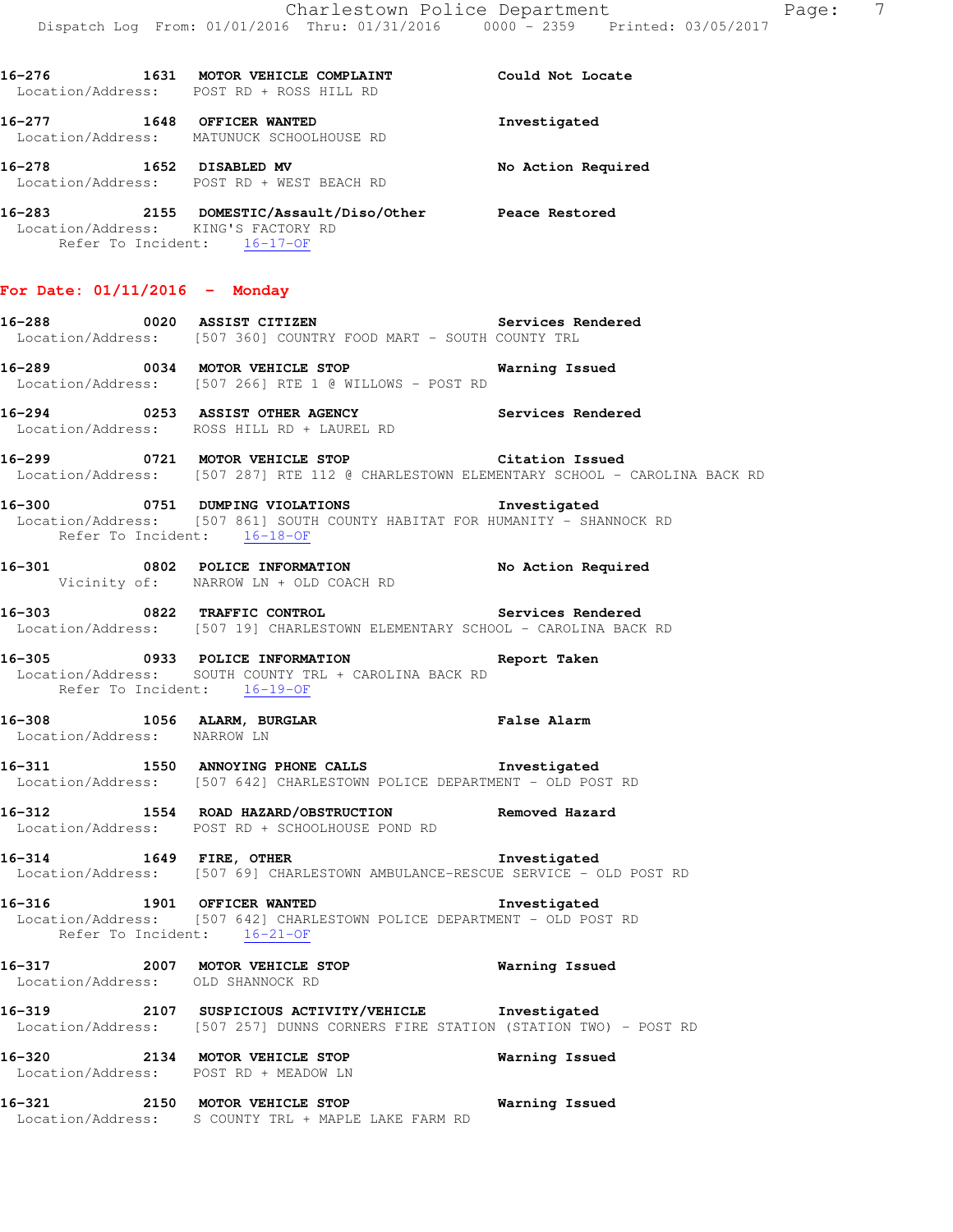**16-276 1631 MOTOR VEHICLE COMPLAINT** **Could Not Locate**
Location/Address: POST RD + ROSS HILL RD

**16-277 1648 OFFICER WANTED** **Investigated**
Location/Address: MATUNUCK SCHOOLHOUSE RD

**16-278 1652 DISABLED MV** **No Action Required**
Location/Address: POST RD + WEST BEACH RD

**16-283 2155 DOMESTIC/Assault/Diso/Other** **Peace Restored**
Location/Address: KING'S FACTORY RD
Refer To Incident: 16-17-OF

## For Date: 01/11/2016 - Monday

**16-288 0020 ASSIST CITIZEN** **Services Rendered**
Location/Address: [507 360] COUNTRY FOOD MART - SOUTH COUNTY TRL

**16-289 0034 MOTOR VEHICLE STOP** **Warning Issued**
Location/Address: [507 266] RTE 1 @ WILLOWS - POST RD

**16-294 0253 ASSIST OTHER AGENCY** **Services Rendered**
Location/Address: ROSS HILL RD + LAUREL RD

**16-299 0721 MOTOR VEHICLE STOP** **Citation Issued**
Location/Address: [507 287] RTE 112 @ CHARLESTOWN ELEMENTARY SCHOOL - CAROLINA BACK RD

**16-300 0751 DUMPING VIOLATIONS** **Investigated**
Location/Address: [507 861] SOUTH COUNTY HABITAT FOR HUMANITY - SHANNOCK RD
Refer To Incident: 16-18-OF

**16-301 0802 POLICE INFORMATION** **No Action Required**
Vicinity of: NARROW LN + OLD COACH RD

**16-303 0822 TRAFFIC CONTROL** **Services Rendered**
Location/Address: [507 19] CHARLESTOWN ELEMENTARY SCHOOL - CAROLINA BACK RD

**16-305 0933 POLICE INFORMATION** **Report Taken**
Location/Address: SOUTH COUNTY TRL + CAROLINA BACK RD
Refer To Incident: 16-19-OF

**16-308 1056 ALARM, BURGLAR** **False Alarm**
Location/Address: NARROW LN

**16-311 1550 ANNOYING PHONE CALLS** **Investigated**
Location/Address: [507 642] CHARLESTOWN POLICE DEPARTMENT - OLD POST RD

**16-312 1554 ROAD HAZARD/OBSTRUCTION** **Removed Hazard**
Location/Address: POST RD + SCHOOLHOUSE POND RD

**16-314 1649 FIRE, OTHER** **Investigated**
Location/Address: [507 69] CHARLESTOWN AMBULANCE-RESCUE SERVICE - OLD POST RD

**16-316 1901 OFFICER WANTED** **Investigated**
Location/Address: [507 642] CHARLESTOWN POLICE DEPARTMENT - OLD POST RD
Refer To Incident: 16-21-OF

**16-317 2007 MOTOR VEHICLE STOP** **Warning Issued**
Location/Address: OLD SHANNOCK RD

**16-319 2107 SUSPICIOUS ACTIVITY/VEHICLE** **Investigated**
Location/Address: [507 257] DUNNS CORNERS FIRE STATION (STATION TWO) - POST RD

**16-320 2134 MOTOR VEHICLE STOP** **Warning Issued**
Location/Address: POST RD + MEADOW LN

**16-321 2150 MOTOR VEHICLE STOP** **Warning Issued**
Location/Address: S COUNTY TRL + MAPLE LAKE FARM RD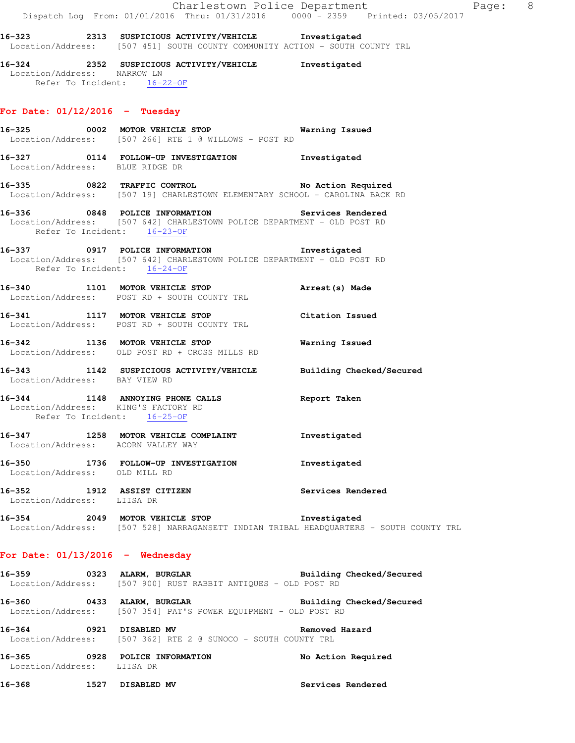**16-323 2313 SUSPICIOUS ACTIVITY/VEHICLE Investigated**
Location/Address: [507 451] SOUTH COUNTY COMMUNITY ACTION - SOUTH COUNTY TRL

**16-324 2352 SUSPICIOUS ACTIVITY/VEHICLE Investigated**
Location/Address: NARROW LN
Refer To Incident: 16-22-OF

## For Date: 01/12/2016 - Tuesday

**16-325 0002 MOTOR VEHICLE STOP Warning Issued**
Location/Address: [507 266] RTE 1 @ WILLOWS - POST RD

**16-327 0114 FOLLOW-UP INVESTIGATION Investigated**
Location/Address: BLUE RIDGE DR

**16-335 0822 TRAFFIC CONTROL No Action Required**
Location/Address: [507 19] CHARLESTOWN ELEMENTARY SCHOOL - CAROLINA BACK RD

**16-336 0848 POLICE INFORMATION Services Rendered**
Location/Address: [507 642] CHARLESTOWN POLICE DEPARTMENT - OLD POST RD
Refer To Incident: 16-23-OF

**16-337 0917 POLICE INFORMATION Investigated**
Location/Address: [507 642] CHARLESTOWN POLICE DEPARTMENT - OLD POST RD
Refer To Incident: 16-24-OF

**16-340 1101 MOTOR VEHICLE STOP Arrest(s) Made**
Location/Address: POST RD + SOUTH COUNTY TRL

**16-341 1117 MOTOR VEHICLE STOP Citation Issued**
Location/Address: POST RD + SOUTH COUNTY TRL

**16-342 1136 MOTOR VEHICLE STOP Warning Issued**
Location/Address: OLD POST RD + CROSS MILLS RD

**16-343 1142 SUSPICIOUS ACTIVITY/VEHICLE Building Checked/Secured**
Location/Address: BAY VIEW RD

**16-344 1148 ANNOYING PHONE CALLS Report Taken**
Location/Address: KING'S FACTORY RD
Refer To Incident: 16-25-OF

**16-347 1258 MOTOR VEHICLE COMPLAINT Investigated**
Location/Address: ACORN VALLEY WAY

**16-350 1736 FOLLOW-UP INVESTIGATION Investigated**
Location/Address: OLD MILL RD

**16-352 1912 ASSIST CITIZEN Services Rendered**
Location/Address: LIISA DR

**16-354 2049 MOTOR VEHICLE STOP Investigated**
Location/Address: [507 528] NARRAGANSETT INDIAN TRIBAL HEADQUARTERS - SOUTH COUNTY TRL

## For Date: 01/13/2016 - Wednesday

**16-359 0323 ALARM, BURGLAR Building Checked/Secured**
Location/Address: [507 900] RUST RABBIT ANTIQUES - OLD POST RD

**16-360 0433 ALARM, BURGLAR Building Checked/Secured**
Location/Address: [507 354] PAT'S POWER EQUIPMENT - OLD POST RD

**16-364 0921 DISABLED MV Removed Hazard**
Location/Address: [507 362] RTE 2 @ SUNOCO - SOUTH COUNTY TRL

**16-365 0928 POLICE INFORMATION No Action Required**
Location/Address: LIISA DR

**16-368 1527 DISABLED MV Services Rendered**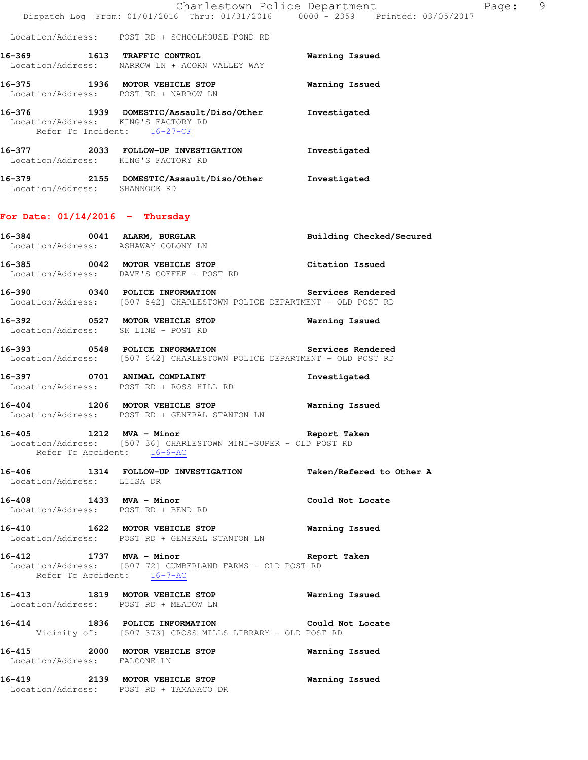Location/Address: POST RD + SCHOOLHOUSE POND RD

**16-369** 1613 **TRAFFIC CONTROL** **Warning Issued**
Location/Address: NARROW LN + ACORN VALLEY WAY

**16-375** 1936 **MOTOR VEHICLE STOP** **Warning Issued**
Location/Address: POST RD + NARROW LN

**16-376** 1939 **DOMESTIC/Assault/Diso/Other** **Investigated**
Location/Address: KING'S FACTORY RD
Refer To Incident: 16-27-OF

**16-377** 2033 **FOLLOW-UP INVESTIGATION** **Investigated**
Location/Address: KING'S FACTORY RD

**16-379** 2155 **DOMESTIC/Assault/Diso/Other** **Investigated**
Location/Address: SHANNOCK RD

## For Date: 01/14/2016 - Thursday

**16-384** 0041 **ALARM, BURGLAR** **Building Checked/Secured**
Location/Address: ASHAWAY COLONY LN

**16-385** 0042 **MOTOR VEHICLE STOP** **Citation Issued**
Location/Address: DAVE'S COFFEE - POST RD

**16-390** 0340 **POLICE INFORMATION** **Services Rendered**
Location/Address: [507 642] CHARLESTOWN POLICE DEPARTMENT - OLD POST RD

**16-392** 0527 **MOTOR VEHICLE STOP** **Warning Issued**
Location/Address: SK LINE - POST RD

**16-393** 0548 **POLICE INFORMATION** **Services Rendered**
Location/Address: [507 642] CHARLESTOWN POLICE DEPARTMENT - OLD POST RD

**16-397** 0701 **ANIMAL COMPLAINT** **Investigated**
Location/Address: POST RD + ROSS HILL RD

**16-404** 1206 **MOTOR VEHICLE STOP** **Warning Issued**
Location/Address: POST RD + GENERAL STANTON LN

**16-405** 1212 **MVA - Minor** **Report Taken**
Location/Address: [507 36] CHARLESTOWN MINI-SUPER - OLD POST RD
Refer To Accident: 16-6-AC

**16-406** 1314 **FOLLOW-UP INVESTIGATION** **Taken/Refered to Other A**
Location/Address: LIISA DR

**16-408** 1433 **MVA - Minor** **Could Not Locate**
Location/Address: POST RD + BEND RD

**16-410** 1622 **MOTOR VEHICLE STOP** **Warning Issued**
Location/Address: POST RD + GENERAL STANTON LN

**16-412** 1737 **MVA - Minor** **Report Taken**
Location/Address: [507 72] CUMBERLAND FARMS - OLD POST RD
Refer To Accident: 16-7-AC

**16-413** 1819 **MOTOR VEHICLE STOP** **Warning Issued**
Location/Address: POST RD + MEADOW LN

**16-414** 1836 **POLICE INFORMATION** **Could Not Locate**
Vicinity of: [507 373] CROSS MILLS LIBRARY - OLD POST RD

**16-415** 2000 **MOTOR VEHICLE STOP** **Warning Issued**
Location/Address: FALCONE LN

**16-419** 2139 **MOTOR VEHICLE STOP** **Warning Issued**
Location/Address: POST RD + TAMANACO DR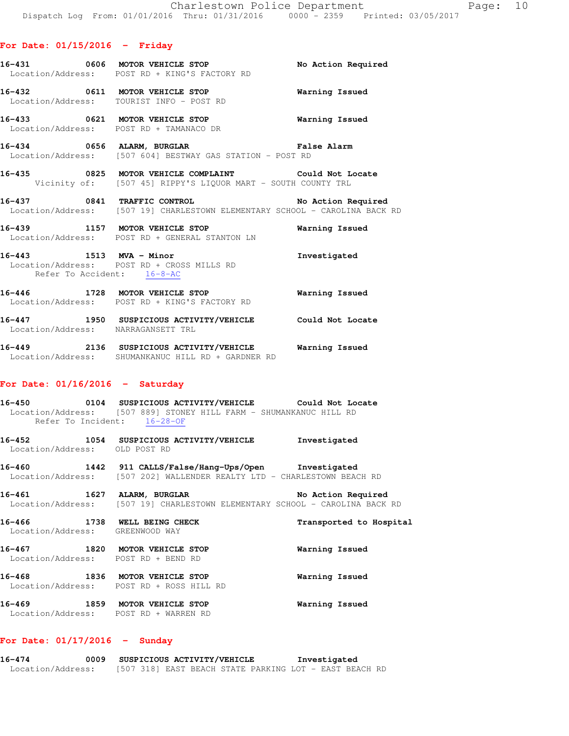## For Date: 01/15/2016 - Friday

**16-431** 0606 **MOTOR VEHICLE STOP** — No Action Required
Location/Address: POST RD + KING'S FACTORY RD

**16-432** 0611 **MOTOR VEHICLE STOP** — Warning Issued
Location/Address: TOURIST INFO - POST RD

**16-433** 0621 **MOTOR VEHICLE STOP** — Warning Issued
Location/Address: POST RD + TAMANACO DR

**16-434** 0656 **ALARM, BURGLAR** — False Alarm
Location/Address: [507 604] BESTWAY GAS STATION - POST RD

**16-435** 0825 **MOTOR VEHICLE COMPLAINT** — Could Not Locate
Vicinity of: [507 45] RIPPY'S LIQUOR MART - SOUTH COUNTY TRL

**16-437** 0841 **TRAFFIC CONTROL** — No Action Required
Location/Address: [507 19] CHARLESTOWN ELEMENTARY SCHOOL - CAROLINA BACK RD

**16-439** 1157 **MOTOR VEHICLE STOP** — Warning Issued
Location/Address: POST RD + GENERAL STANTON LN

**16-443** 1513 **MVA - Minor** — Investigated
Location/Address: POST RD + CROSS MILLS RD
Refer To Accident: 16-8-AC

**16-446** 1728 **MOTOR VEHICLE STOP** — Warning Issued
Location/Address: POST RD + KING'S FACTORY RD

**16-447** 1950 **SUSPICIOUS ACTIVITY/VEHICLE** — Could Not Locate
Location/Address: NARRAGANSETT TRL

**16-449** 2136 **SUSPICIOUS ACTIVITY/VEHICLE** — Warning Issued
Location/Address: SHUMANKANUC HILL RD + GARDNER RD

## For Date: 01/16/2016 - Saturday

**16-450** 0104 **SUSPICIOUS ACTIVITY/VEHICLE** — Could Not Locate
Location/Address: [507 889] STONEY HILL FARM - SHUMANKANUC HILL RD
Refer To Incident: 16-28-OF

**16-452** 1054 **SUSPICIOUS ACTIVITY/VEHICLE** — Investigated
Location/Address: OLD POST RD

**16-460** 1442 **911 CALLS/False/Hang-Ups/Open** — Investigated
Location/Address: [507 202] WALLENDER REALTY LTD - CHARLESTOWN BEACH RD

**16-461** 1627 **ALARM, BURGLAR** — No Action Required
Location/Address: [507 19] CHARLESTOWN ELEMENTARY SCHOOL - CAROLINA BACK RD

**16-466** 1738 **WELL BEING CHECK** — Transported to Hospital
Location/Address: GREENWOOD WAY

**16-467** 1820 **MOTOR VEHICLE STOP** — Warning Issued
Location/Address: POST RD + BEND RD

**16-468** 1836 **MOTOR VEHICLE STOP** — Warning Issued
Location/Address: POST RD + ROSS HILL RD

**16-469** 1859 **MOTOR VEHICLE STOP** — Warning Issued
Location/Address: POST RD + WARREN RD

## For Date: 01/17/2016 - Sunday

**16-474** 0009 **SUSPICIOUS ACTIVITY/VEHICLE** — Investigated
Location/Address: [507 318] EAST BEACH STATE PARKING LOT - EAST BEACH RD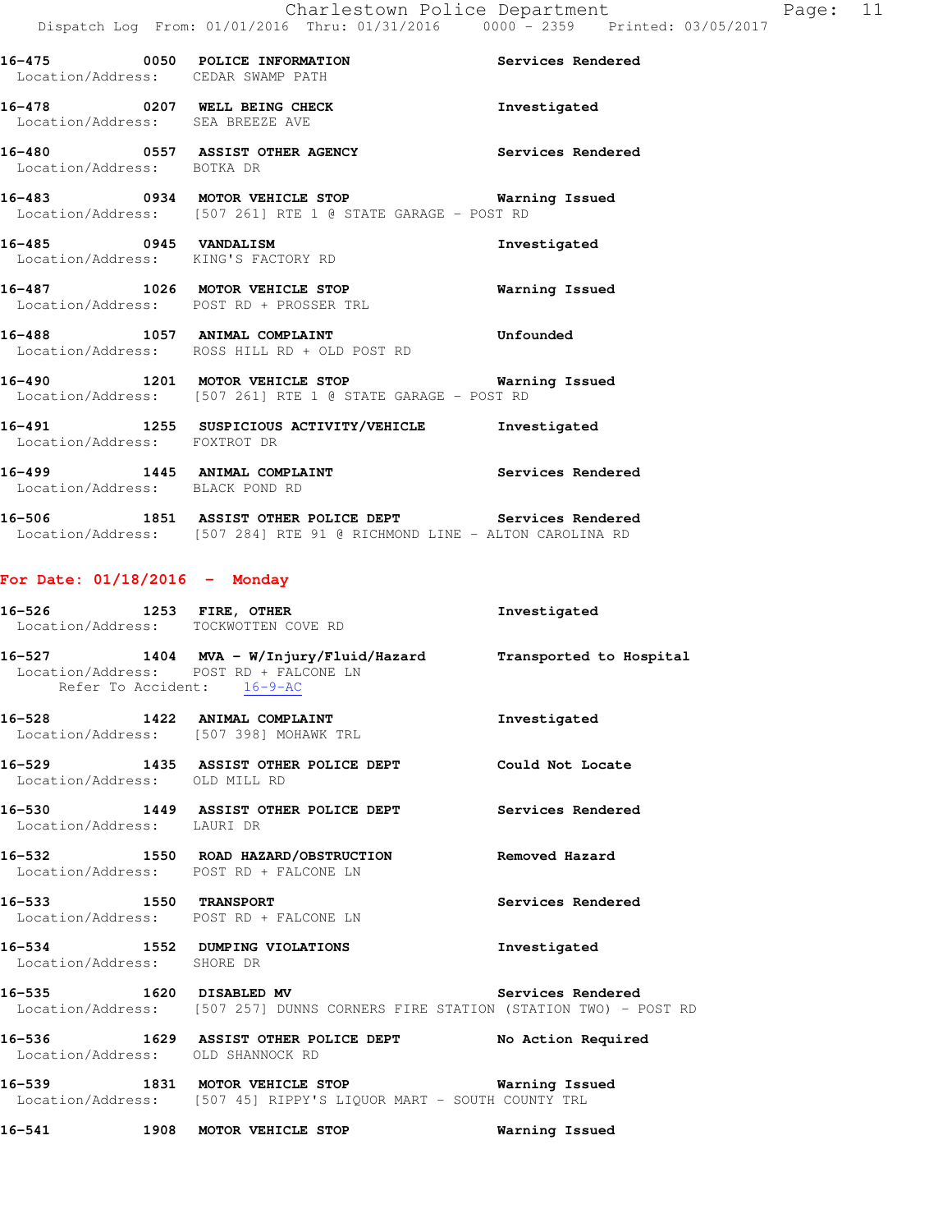**16-475 0050 POLICE INFORMATION** **Services Rendered**
Location/Address: CEDAR SWAMP PATH

**16-478 0207 WELL BEING CHECK** **Investigated**
Location/Address: SEA BREEZE AVE

**16-480 0557 ASSIST OTHER AGENCY** **Services Rendered**
Location/Address: BOTKA DR

**16-483 0934 MOTOR VEHICLE STOP** **Warning Issued**
Location/Address: [507 261] RTE 1 @ STATE GARAGE - POST RD

**16-485 0945 VANDALISM** **Investigated**
Location/Address: KING'S FACTORY RD

**16-487 1026 MOTOR VEHICLE STOP** **Warning Issued**
Location/Address: POST RD + PROSSER TRL

**16-488 1057 ANIMAL COMPLAINT** **Unfounded**
Location/Address: ROSS HILL RD + OLD POST RD

**16-490 1201 MOTOR VEHICLE STOP** **Warning Issued**
Location/Address: [507 261] RTE 1 @ STATE GARAGE - POST RD

**16-491 1255 SUSPICIOUS ACTIVITY/VEHICLE** **Investigated**
Location/Address: FOXTROT DR

**16-499 1445 ANIMAL COMPLAINT** **Services Rendered**
Location/Address: BLACK POND RD

**16-506 1851 ASSIST OTHER POLICE DEPT** **Services Rendered**
Location/Address: [507 284] RTE 91 @ RICHMOND LINE - ALTON CAROLINA RD

## For Date: 01/18/2016 - Monday

**16-526 1253 FIRE, OTHER** **Investigated**
Location/Address: TOCKWOTTEN COVE RD

**16-527 1404 MVA - W/Injury/Fluid/Hazard** **Transported to Hospital**
Location/Address: POST RD + FALCONE LN
Refer To Accident: 16-9-AC

**16-528 1422 ANIMAL COMPLAINT** **Investigated**
Location/Address: [507 398] MOHAWK TRL

**16-529 1435 ASSIST OTHER POLICE DEPT** **Could Not Locate**
Location/Address: OLD MILL RD

**16-530 1449 ASSIST OTHER POLICE DEPT** **Services Rendered**
Location/Address: LAURI DR

**16-532 1550 ROAD HAZARD/OBSTRUCTION** **Removed Hazard**
Location/Address: POST RD + FALCONE LN

**16-533 1550 TRANSPORT** **Services Rendered**
Location/Address: POST RD + FALCONE LN

**16-534 1552 DUMPING VIOLATIONS** **Investigated**
Location/Address: SHORE DR

**16-535 1620 DISABLED MV** **Services Rendered**
Location/Address: [507 257] DUNNS CORNERS FIRE STATION (STATION TWO) - POST RD

**16-536 1629 ASSIST OTHER POLICE DEPT** **No Action Required**
Location/Address: OLD SHANNOCK RD

**16-539 1831 MOTOR VEHICLE STOP** **Warning Issued**
Location/Address: [507 45] RIPPY'S LIQUOR MART - SOUTH COUNTY TRL

**16-541 1908 MOTOR VEHICLE STOP** **Warning Issued**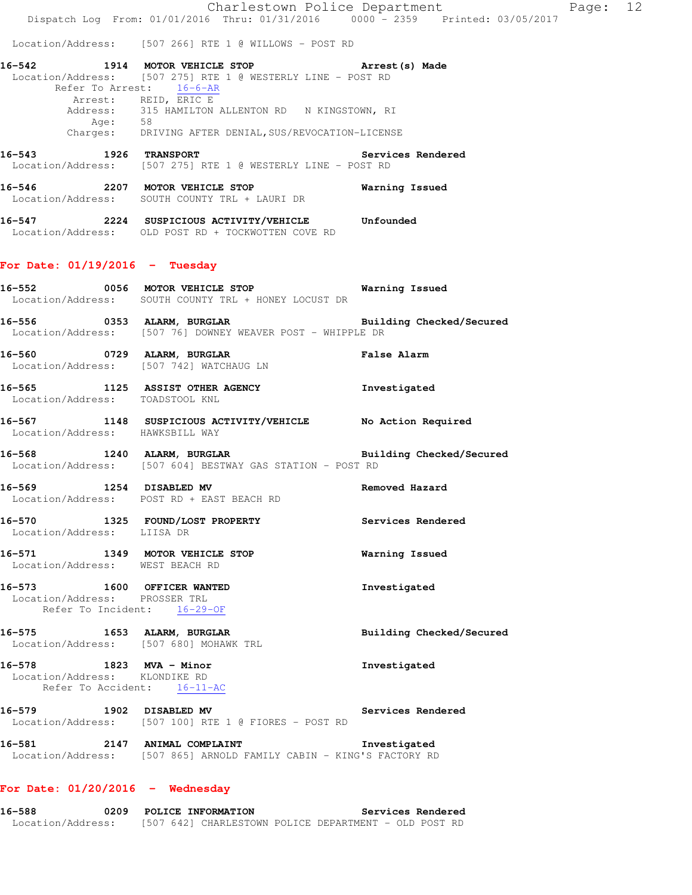Location/Address: [507 266] RTE 1 @ WILLOWS - POST RD

**16-542** 1914 **MOTOR VEHICLE STOP** **Arrest(s) Made**
Location/Address: [507 275] RTE 1 @ WESTERLY LINE - POST RD
Refer To Arrest: 16-6-AR
Arrest: REID, ERIC E
Address: 315 HAMILTON ALLENTON RD N KINGSTOWN, RI
Age: 58
Charges: DRIVING AFTER DENIAL,SUS/REVOCATION-LICENSE

**16-543** 1926 **TRANSPORT** **Services Rendered**
Location/Address: [507 275] RTE 1 @ WESTERLY LINE - POST RD

**16-546** 2207 **MOTOR VEHICLE STOP** **Warning Issued**
Location/Address: SOUTH COUNTY TRL + LAURI DR

**16-547** 2224 **SUSPICIOUS ACTIVITY/VEHICLE** **Unfounded**
Location/Address: OLD POST RD + TOCKWOTTEN COVE RD

## For Date: 01/19/2016 - Tuesday

**16-552** 0056 **MOTOR VEHICLE STOP** **Warning Issued**
Location/Address: SOUTH COUNTY TRL + HONEY LOCUST DR

**16-556** 0353 **ALARM, BURGLAR** **Building Checked/Secured**
Location/Address: [507 76] DOWNEY WEAVER POST - WHIPPLE DR

**16-560** 0729 **ALARM, BURGLAR** **False Alarm**
Location/Address: [507 742] WATCHAUG LN

**16-565** 1125 **ASSIST OTHER AGENCY** **Investigated**
Location/Address: TOADSTOOL KNL

**16-567** 1148 **SUSPICIOUS ACTIVITY/VEHICLE** **No Action Required**
Location/Address: HAWKSBILL WAY

**16-568** 1240 **ALARM, BURGLAR** **Building Checked/Secured**
Location/Address: [507 604] BESTWAY GAS STATION - POST RD

**16-569** 1254 **DISABLED MV** **Removed Hazard**
Location/Address: POST RD + EAST BEACH RD

**16-570** 1325 **FOUND/LOST PROPERTY** **Services Rendered**
Location/Address: LIISA DR

**16-571** 1349 **MOTOR VEHICLE STOP** **Warning Issued**
Location/Address: WEST BEACH RD

**16-573** 1600 **OFFICER WANTED** **Investigated**
Location/Address: PROSSER TRL
Refer To Incident: 16-29-OF

**16-575** 1653 **ALARM, BURGLAR** **Building Checked/Secured**
Location/Address: [507 680] MOHAWK TRL

**16-578** 1823 **MVA - Minor** **Investigated**
Location/Address: KLONDIKE RD
Refer To Accident: 16-11-AC

**16-579** 1902 **DISABLED MV** **Services Rendered**
Location/Address: [507 100] RTE 1 @ FIORES - POST RD

**16-581** 2147 **ANIMAL COMPLAINT** **Investigated**
Location/Address: [507 865] ARNOLD FAMILY CABIN - KING'S FACTORY RD

## For Date: 01/20/2016 - Wednesday

**16-588** 0209 **POLICE INFORMATION** **Services Rendered**
Location/Address: [507 642] CHARLESTOWN POLICE DEPARTMENT - OLD POST RD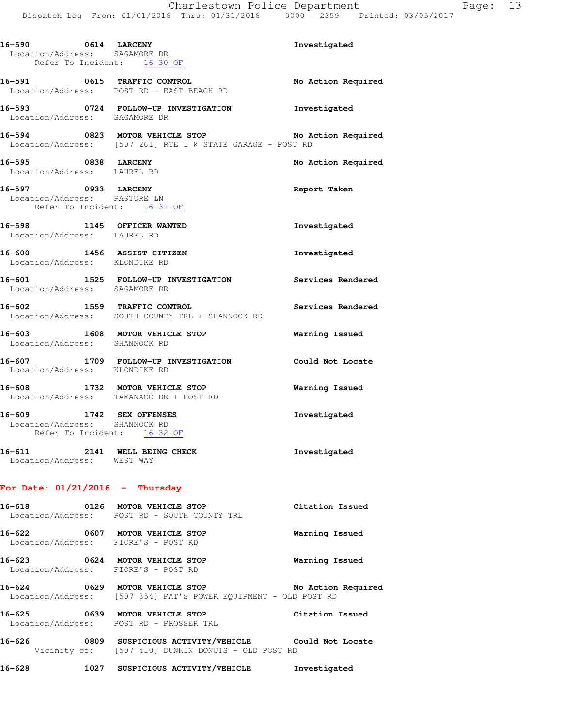16-590 0614 **LARCENY** Investigated
Location/Address: SAGAMORE DR
Refer To Incident: 16-30-OF

16-591 0615 **TRAFFIC CONTROL** No Action Required
Location/Address: POST RD + EAST BEACH RD

16-593 0724 **FOLLOW-UP INVESTIGATION** Investigated
Location/Address: SAGAMORE DR

16-594 0823 **MOTOR VEHICLE STOP** No Action Required
Location/Address: [507 261] RTE 1 @ STATE GARAGE - POST RD

16-595 0838 **LARCENY** No Action Required
Location/Address: LAUREL RD

16-597 0933 **LARCENY** Report Taken
Location/Address: PASTURE LN
Refer To Incident: 16-31-OF

16-598 1145 **OFFICER WANTED** Investigated
Location/Address: LAUREL RD

16-600 1456 **ASSIST CITIZEN** Investigated
Location/Address: KLONDIKE RD

16-601 1525 **FOLLOW-UP INVESTIGATION** Services Rendered
Location/Address: SAGAMORE DR

16-602 1559 **TRAFFIC CONTROL** Services Rendered
Location/Address: SOUTH COUNTY TRL + SHANNOCK RD

16-603 1608 **MOTOR VEHICLE STOP** Warning Issued
Location/Address: SHANNOCK RD

16-607 1709 **FOLLOW-UP INVESTIGATION** Could Not Locate
Location/Address: KLONDIKE RD

16-608 1732 **MOTOR VEHICLE STOP** Warning Issued
Location/Address: TAMANACO DR + POST RD

16-609 1742 **SEX OFFENSES** Investigated
Location/Address: SHANNOCK RD
Refer To Incident: 16-32-OF

16-611 2141 **WELL BEING CHECK** Investigated
Location/Address: WEST WAY

## For Date: 01/21/2016 - Thursday

16-618 0126 **MOTOR VEHICLE STOP** Citation Issued
Location/Address: POST RD + SOUTH COUNTY TRL

16-622 0607 **MOTOR VEHICLE STOP** Warning Issued
Location/Address: FIORE'S - POST RD

16-623 0624 **MOTOR VEHICLE STOP** Warning Issued
Location/Address: FIORE'S - POST RD

16-624 0629 **MOTOR VEHICLE STOP** No Action Required
Location/Address: [507 354] PAT'S POWER EQUIPMENT - OLD POST RD

16-625 0639 **MOTOR VEHICLE STOP** Citation Issued
Location/Address: POST RD + PROSSER TRL

16-626 0809 **SUSPICIOUS ACTIVITY/VEHICLE** Could Not Locate
Vicinity of: [507 410] DUNKIN DONUTS - OLD POST RD

16-628 1027 **SUSPICIOUS ACTIVITY/VEHICLE** Investigated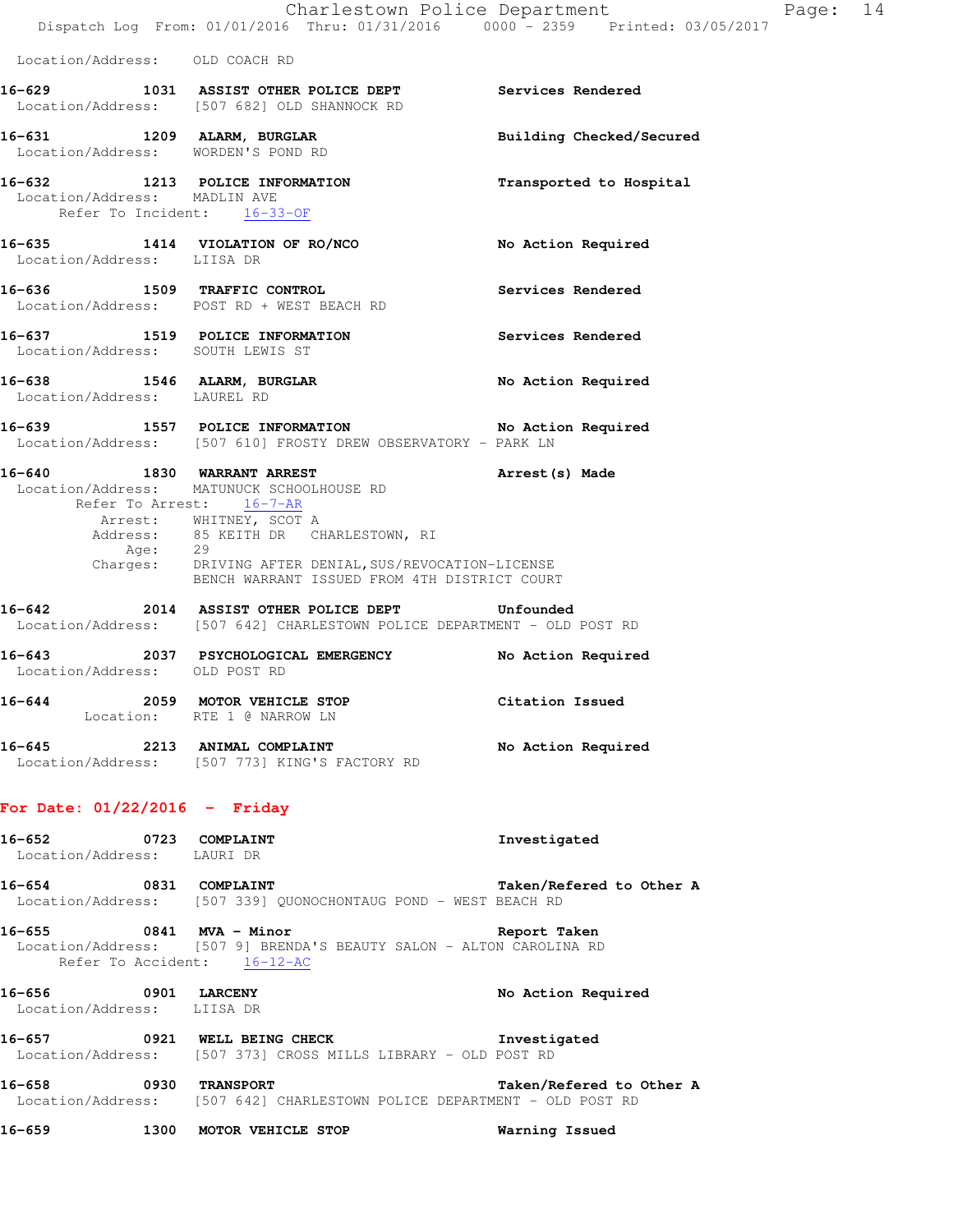Location/Address: OLD COACH RD

**16-629 1031 ASSIST OTHER POLICE DEPT** **Services Rendered**
Location/Address: [507 682] OLD SHANNOCK RD

**16-631 1209 ALARM, BURGLAR** **Building Checked/Secured**
Location/Address: WORDEN'S POND RD

**16-632 1213 POLICE INFORMATION** **Transported to Hospital**
Location/Address: MADLIN AVE
Refer To Incident: 16-33-OF

**16-635 1414 VIOLATION OF RO/NCO** **No Action Required**
Location/Address: LIISA DR

**16-636 1509 TRAFFIC CONTROL** **Services Rendered**
Location/Address: POST RD + WEST BEACH RD

**16-637 1519 POLICE INFORMATION** **Services Rendered**
Location/Address: SOUTH LEWIS ST

**16-638 1546 ALARM, BURGLAR** **No Action Required**
Location/Address: LAUREL RD

**16-639 1557 POLICE INFORMATION** **No Action Required**
Location/Address: [507 610] FROSTY DREW OBSERVATORY - PARK LN

**16-640 1830 WARRANT ARREST** **Arrest(s) Made**
Location/Address: MATUNUCK SCHOOLHOUSE RD
Refer To Arrest: 16-7-AR
Arrest: WHITNEY, SCOT A
Address: 85 KEITH DR CHARLESTOWN, RI
Age: 29
Charges: DRIVING AFTER DENIAL,SUS/REVOCATION-LICENSE
BENCH WARRANT ISSUED FROM 4TH DISTRICT COURT

**16-642 2014 ASSIST OTHER POLICE DEPT** **Unfounded**
Location/Address: [507 642] CHARLESTOWN POLICE DEPARTMENT - OLD POST RD

**16-643 2037 PSYCHOLOGICAL EMERGENCY** **No Action Required**
Location/Address: OLD POST RD

**16-644 2059 MOTOR VEHICLE STOP** **Citation Issued**
Location: RTE 1 @ NARROW LN

**16-645 2213 ANIMAL COMPLAINT** **No Action Required**
Location/Address: [507 773] KING'S FACTORY RD

## For Date: 01/22/2016 - Friday

**16-652 0723 COMPLAINT** **Investigated**
Location/Address: LAURI DR

**16-654 0831 COMPLAINT** **Taken/Refered to Other A**
Location/Address: [507 339] QUONOCHONTAUG POND - WEST BEACH RD

**16-655 0841 MVA - Minor** **Report Taken**
Location/Address: [507 9] BRENDA'S BEAUTY SALON - ALTON CAROLINA RD
Refer To Accident: 16-12-AC

**16-656 0901 LARCENY** **No Action Required**
Location/Address: LIISA DR

**16-657 0921 WELL BEING CHECK** **Investigated**
Location/Address: [507 373] CROSS MILLS LIBRARY - OLD POST RD

**16-658 0930 TRANSPORT** **Taken/Refered to Other A**
Location/Address: [507 642] CHARLESTOWN POLICE DEPARTMENT - OLD POST RD

**16-659 1300 MOTOR VEHICLE STOP** **Warning Issued**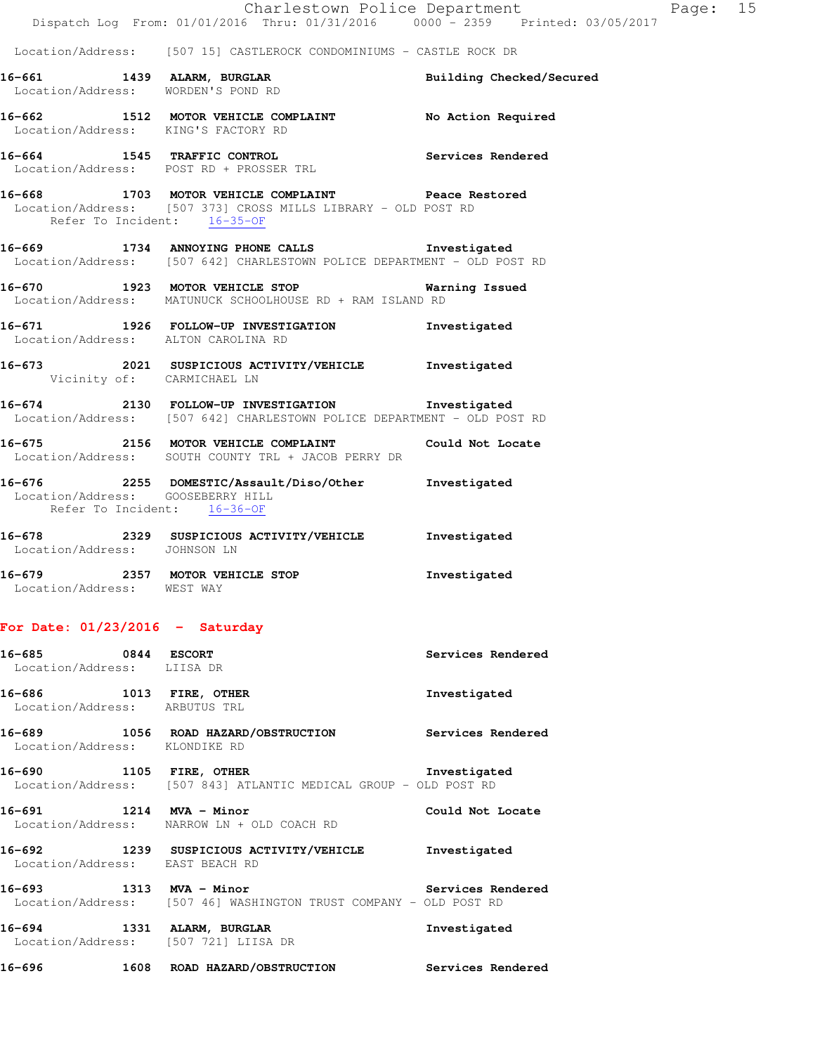Location/Address: [507 15] CASTLEROCK CONDOMINIUMS - CASTLE ROCK DR

**16-661 1439 ALARM, BURGLAR** Building Checked/Secured
Location/Address: WORDEN'S POND RD

**16-662 1512 MOTOR VEHICLE COMPLAINT** No Action Required
Location/Address: KING'S FACTORY RD

**16-664 1545 TRAFFIC CONTROL** Services Rendered
Location/Address: POST RD + PROSSER TRL

**16-668 1703 MOTOR VEHICLE COMPLAINT** Peace Restored
Location/Address: [507 373] CROSS MILLS LIBRARY - OLD POST RD
Refer To Incident: 16-35-OF

**16-669 1734 ANNOYING PHONE CALLS** Investigated
Location/Address: [507 642] CHARLESTOWN POLICE DEPARTMENT - OLD POST RD

**16-670 1923 MOTOR VEHICLE STOP** Warning Issued
Location/Address: MATUNUCK SCHOOLHOUSE RD + RAM ISLAND RD

**16-671 1926 FOLLOW-UP INVESTIGATION** Investigated
Location/Address: ALTON CAROLINA RD

**16-673 2021 SUSPICIOUS ACTIVITY/VEHICLE** Investigated
Vicinity of: CARMICHAEL LN

**16-674 2130 FOLLOW-UP INVESTIGATION** Investigated
Location/Address: [507 642] CHARLESTOWN POLICE DEPARTMENT - OLD POST RD

**16-675 2156 MOTOR VEHICLE COMPLAINT** Could Not Locate
Location/Address: SOUTH COUNTY TRL + JACOB PERRY DR

**16-676 2255 DOMESTIC/Assault/Diso/Other** Investigated
Location/Address: GOOSEBERRY HILL
Refer To Incident: 16-36-OF

**16-678 2329 SUSPICIOUS ACTIVITY/VEHICLE** Investigated
Location/Address: JOHNSON LN

**16-679 2357 MOTOR VEHICLE STOP** Investigated
Location/Address: WEST WAY

## For Date: 01/23/2016 - Saturday

**16-685 0844 ESCORT** Services Rendered
Location/Address: LIISA DR

**16-686 1013 FIRE, OTHER** Investigated
Location/Address: ARBUTUS TRL

**16-689 1056 ROAD HAZARD/OBSTRUCTION** Services Rendered
Location/Address: KLONDIKE RD

**16-690 1105 FIRE, OTHER** Investigated
Location/Address: [507 843] ATLANTIC MEDICAL GROUP - OLD POST RD

**16-691 1214 MVA - Minor** Could Not Locate
Location/Address: NARROW LN + OLD COACH RD

**16-692 1239 SUSPICIOUS ACTIVITY/VEHICLE** Investigated
Location/Address: EAST BEACH RD

**16-693 1313 MVA - Minor** Services Rendered
Location/Address: [507 46] WASHINGTON TRUST COMPANY - OLD POST RD

**16-694 1331 ALARM, BURGLAR** Investigated
Location/Address: [507 721] LIISA DR

**16-696 1608 ROAD HAZARD/OBSTRUCTION** Services Rendered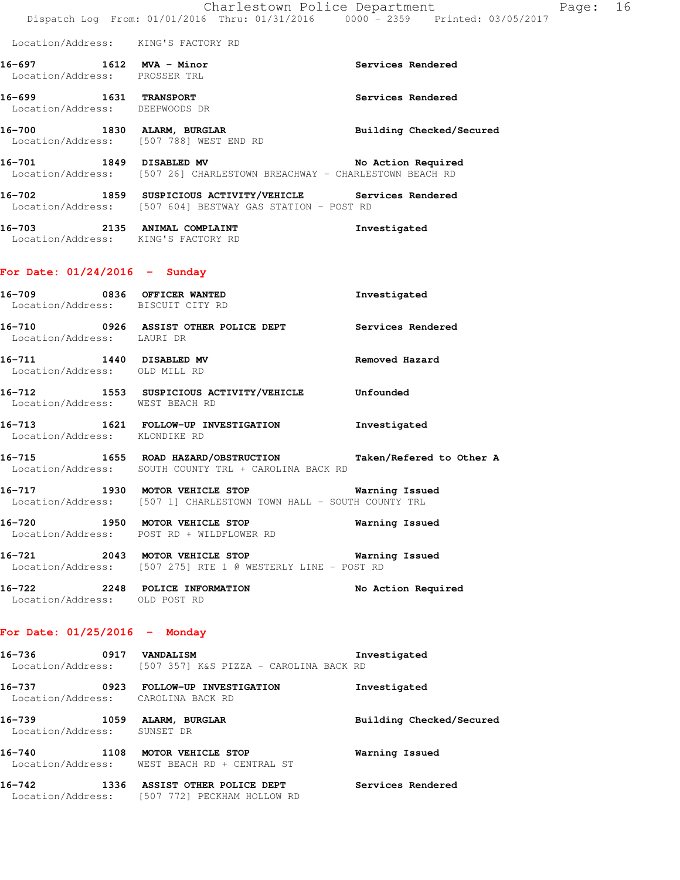Location/Address: KING'S FACTORY RD

**16-697 1612 MVA - Minor** Services Rendered
Location/Address: PROSSER TRL

**16-699 1631 TRANSPORT** Services Rendered
Location/Address: DEEPWOODS DR

**16-700 1830 ALARM, BURGLAR** Building Checked/Secured
Location/Address: [507 788] WEST END RD

**16-701 1849 DISABLED MV** No Action Required
Location/Address: [507 26] CHARLESTOWN BREACHWAY - CHARLESTOWN BEACH RD

**16-702 1859 SUSPICIOUS ACTIVITY/VEHICLE** Services Rendered
Location/Address: [507 604] BESTWAY GAS STATION - POST RD

**16-703 2135 ANIMAL COMPLAINT** Investigated
Location/Address: KING'S FACTORY RD

## For Date: 01/24/2016 - Sunday

**16-709 0836 OFFICER WANTED** Investigated
Location/Address: BISCUIT CITY RD

**16-710 0926 ASSIST OTHER POLICE DEPT** Services Rendered
Location/Address: LAURI DR

**16-711 1440 DISABLED MV** Removed Hazard
Location/Address: OLD MILL RD

**16-712 1553 SUSPICIOUS ACTIVITY/VEHICLE** Unfounded
Location/Address: WEST BEACH RD

**16-713 1621 FOLLOW-UP INVESTIGATION** Investigated
Location/Address: KLONDIKE RD

**16-715 1655 ROAD HAZARD/OBSTRUCTION** Taken/Refered to Other A
Location/Address: SOUTH COUNTY TRL + CAROLINA BACK RD

**16-717 1930 MOTOR VEHICLE STOP** Warning Issued
Location/Address: [507 1] CHARLESTOWN TOWN HALL - SOUTH COUNTY TRL

**16-720 1950 MOTOR VEHICLE STOP** Warning Issued
Location/Address: POST RD + WILDFLOWER RD

**16-721 2043 MOTOR VEHICLE STOP** Warning Issued
Location/Address: [507 275] RTE 1 @ WESTERLY LINE - POST RD

**16-722 2248 POLICE INFORMATION** No Action Required
Location/Address: OLD POST RD

## For Date: 01/25/2016 - Monday

**16-736 0917 VANDALISM** Investigated
Location/Address: [507 357] K&S PIZZA - CAROLINA BACK RD

**16-737 0923 FOLLOW-UP INVESTIGATION** Investigated
Location/Address: CAROLINA BACK RD

**16-739 1059 ALARM, BURGLAR** Building Checked/Secured
Location/Address: SUNSET DR

**16-740 1108 MOTOR VEHICLE STOP** Warning Issued
Location/Address: WEST BEACH RD + CENTRAL ST

**16-742 1336 ASSIST OTHER POLICE DEPT** Services Rendered
Location/Address: [507 772] PECKHAM HOLLOW RD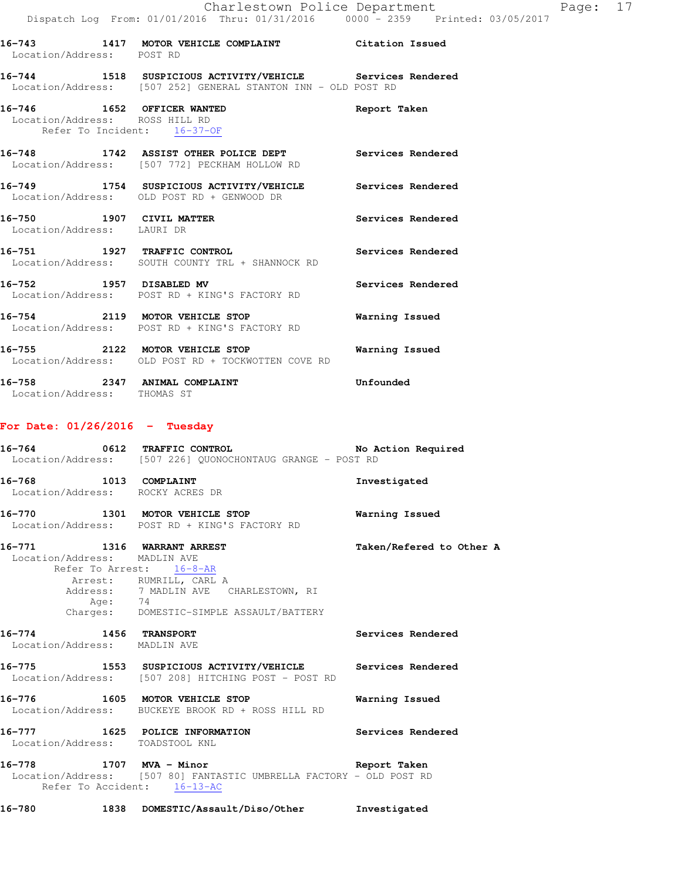**16-743** 1417 **MOTOR VEHICLE COMPLAINT** **Citation Issued**
Location/Address: POST RD

**16-744** 1518 **SUSPICIOUS ACTIVITY/VEHICLE** **Services Rendered**
Location/Address: [507 252] GENERAL STANTON INN - OLD POST RD

**16-746** 1652 **OFFICER WANTED** **Report Taken**
Location/Address: ROSS HILL RD
Refer To Incident: 16-37-OF

**16-748** 1742 **ASSIST OTHER POLICE DEPT** **Services Rendered**
Location/Address: [507 772] PECKHAM HOLLOW RD

**16-749** 1754 **SUSPICIOUS ACTIVITY/VEHICLE** **Services Rendered**
Location/Address: OLD POST RD + GENWOOD DR

**16-750** 1907 **CIVIL MATTER** **Services Rendered**
Location/Address: LAURI DR

**16-751** 1927 **TRAFFIC CONTROL** **Services Rendered**
Location/Address: SOUTH COUNTY TRL + SHANNOCK RD

**16-752** 1957 **DISABLED MV** **Services Rendered**
Location/Address: POST RD + KING'S FACTORY RD

**16-754** 2119 **MOTOR VEHICLE STOP** **Warning Issued**
Location/Address: POST RD + KING'S FACTORY RD

**16-755** 2122 **MOTOR VEHICLE STOP** **Warning Issued**
Location/Address: OLD POST RD + TOCKWOTTEN COVE RD

**16-758** 2347 **ANIMAL COMPLAINT** **Unfounded**
Location/Address: THOMAS ST

## For Date: 01/26/2016 - Tuesday

**16-764** 0612 **TRAFFIC CONTROL** **No Action Required**
Location/Address: [507 226] QUONOCHONTAUG GRANGE - POST RD

**16-768** 1013 **COMPLAINT** **Investigated**
Location/Address: ROCKY ACRES DR

**16-770** 1301 **MOTOR VEHICLE STOP** **Warning Issued**
Location/Address: POST RD + KING'S FACTORY RD

**16-771** 1316 **WARRANT ARREST** **Taken/Refered to Other A**
Location/Address: MADLIN AVE
Refer To Arrest: 16-8-AR
Arrest: RUMRILL, CARL A
Address: 7 MADLIN AVE CHARLESTOWN, RI
Age: 74
Charges: DOMESTIC-SIMPLE ASSAULT/BATTERY

**16-774** 1456 **TRANSPORT** **Services Rendered**
Location/Address: MADLIN AVE

**16-775** 1553 **SUSPICIOUS ACTIVITY/VEHICLE** **Services Rendered**
Location/Address: [507 208] HITCHING POST - POST RD

**16-776** 1605 **MOTOR VEHICLE STOP** **Warning Issued**
Location/Address: BUCKEYE BROOK RD + ROSS HILL RD

**16-777** 1625 **POLICE INFORMATION** **Services Rendered**
Location/Address: TOADSTOOL KNL

**16-778** 1707 **MVA - Minor** **Report Taken**
Location/Address: [507 80] FANTASTIC UMBRELLA FACTORY - OLD POST RD
Refer To Accident: 16-13-AC

**16-780** 1838 **DOMESTIC/Assault/Diso/Other** **Investigated**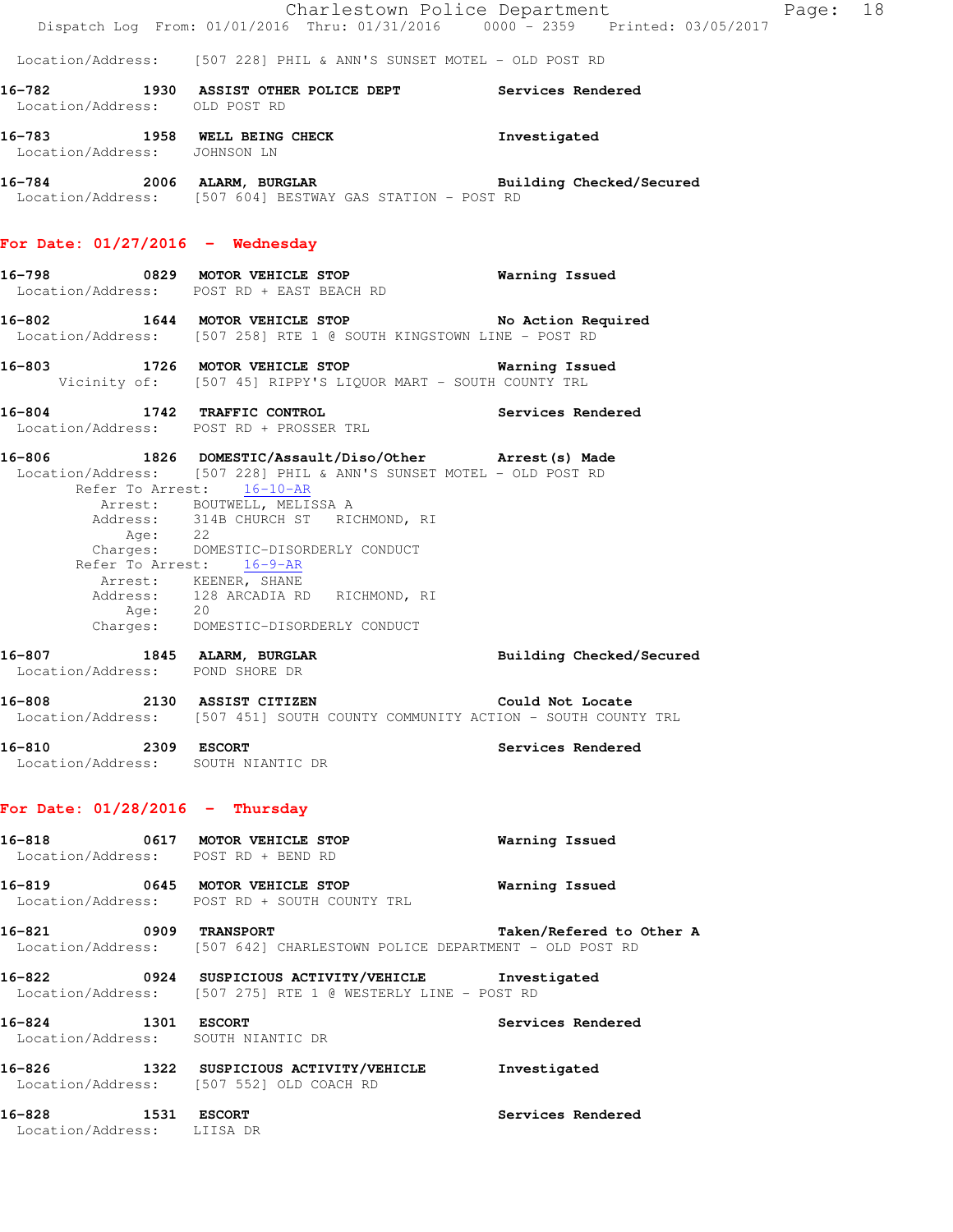Location/Address: [507 228] PHIL & ANN'S SUNSET MOTEL - OLD POST RD

**16-782** 1930 **ASSIST OTHER POLICE DEPT** Services Rendered
Location/Address: OLD POST RD

**16-783** 1958 **WELL BEING CHECK** Investigated
Location/Address: JOHNSON LN

**16-784** 2006 **ALARM, BURGLAR** Building Checked/Secured
Location/Address: [507 604] BESTWAY GAS STATION - POST RD

## For Date: 01/27/2016 - Wednesday

**16-798** 0829 **MOTOR VEHICLE STOP** Warning Issued
Location/Address: POST RD + EAST BEACH RD

**16-802** 1644 **MOTOR VEHICLE STOP** No Action Required
Location/Address: [507 258] RTE 1 @ SOUTH KINGSTOWN LINE - POST RD

**16-803** 1726 **MOTOR VEHICLE STOP** Warning Issued
Vicinity of: [507 45] RIPPY'S LIQUOR MART - SOUTH COUNTY TRL

**16-804** 1742 **TRAFFIC CONTROL** Services Rendered
Location/Address: POST RD + PROSSER TRL

**16-806** 1826 **DOMESTIC/Assault/Diso/Other** Arrest(s) Made
Location/Address: [507 228] PHIL & ANN'S SUNSET MOTEL - OLD POST RD
Refer To Arrest: 16-10-AR
Arrest: BOUTWELL, MELISSA A
Address: 314B CHURCH ST RICHMOND, RI
Age: 22
Charges: DOMESTIC-DISORDERLY CONDUCT
Refer To Arrest: 16-9-AR
Arrest: KEENER, SHANE
Address: 128 ARCADIA RD RICHMOND, RI
Age: 20
Charges: DOMESTIC-DISORDERLY CONDUCT

**16-807** 1845 **ALARM, BURGLAR** Building Checked/Secured
Location/Address: POND SHORE DR

**16-808** 2130 **ASSIST CITIZEN** Could Not Locate
Location/Address: [507 451] SOUTH COUNTY COMMUNITY ACTION - SOUTH COUNTY TRL

**16-810** 2309 **ESCORT** Services Rendered
Location/Address: SOUTH NIANTIC DR

## For Date: 01/28/2016 - Thursday

**16-818** 0617 **MOTOR VEHICLE STOP** Warning Issued
Location/Address: POST RD + BEND RD

**16-819** 0645 **MOTOR VEHICLE STOP** Warning Issued
Location/Address: POST RD + SOUTH COUNTY TRL

**16-821** 0909 **TRANSPORT** Taken/Refered to Other A
Location/Address: [507 642] CHARLESTOWN POLICE DEPARTMENT - OLD POST RD

**16-822** 0924 **SUSPICIOUS ACTIVITY/VEHICLE** Investigated
Location/Address: [507 275] RTE 1 @ WESTERLY LINE - POST RD

**16-824** 1301 **ESCORT** Services Rendered
Location/Address: SOUTH NIANTIC DR

**16-826** 1322 **SUSPICIOUS ACTIVITY/VEHICLE** Investigated
Location/Address: [507 552] OLD COACH RD

**16-828** 1531 **ESCORT** Services Rendered
Location/Address: LIISA DR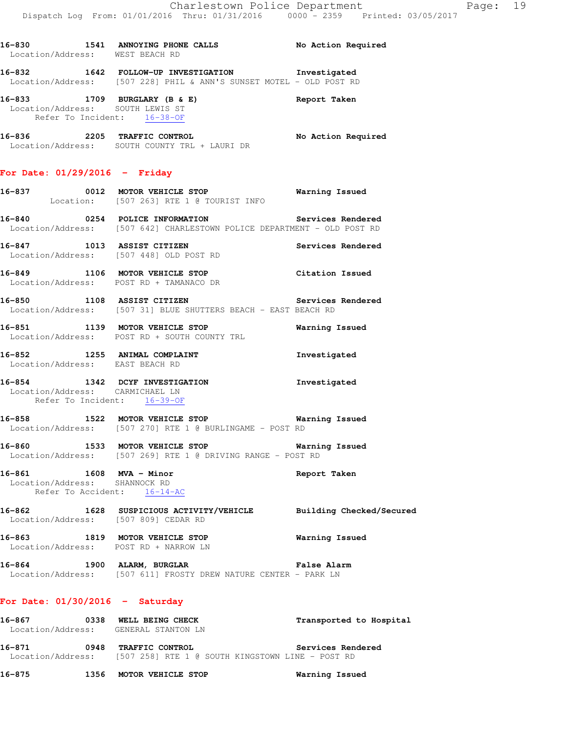16-830 1541 ANNOYING PHONE CALLS No Action Required
Location/Address: WEST BEACH RD

16-832 1642 FOLLOW-UP INVESTIGATION Investigated
Location/Address: [507 228] PHIL & ANN'S SUNSET MOTEL - OLD POST RD

16-833 1709 BURGLARY (B & E) Report Taken
Location/Address: SOUTH LEWIS ST
Refer To Incident: 16-38-OF

16-836 2205 TRAFFIC CONTROL No Action Required
Location/Address: SOUTH COUNTY TRL + LAURI DR

## For Date: 01/29/2016 - Friday

16-837 0012 MOTOR VEHICLE STOP Warning Issued
Location: [507 263] RTE 1 @ TOURIST INFO

16-840 0254 POLICE INFORMATION Services Rendered
Location/Address: [507 642] CHARLESTOWN POLICE DEPARTMENT - OLD POST RD

16-847 1013 ASSIST CITIZEN Services Rendered
Location/Address: [507 448] OLD POST RD

16-849 1106 MOTOR VEHICLE STOP Citation Issued
Location/Address: POST RD + TAMANACO DR

16-850 1108 ASSIST CITIZEN Services Rendered
Location/Address: [507 31] BLUE SHUTTERS BEACH - EAST BEACH RD

16-851 1139 MOTOR VEHICLE STOP Warning Issued
Location/Address: POST RD + SOUTH COUNTY TRL

16-852 1255 ANIMAL COMPLAINT Investigated
Location/Address: EAST BEACH RD

16-854 1342 DCYF INVESTIGATION Investigated
Location/Address: CARMICHAEL LN
Refer To Incident: 16-39-OF

16-858 1522 MOTOR VEHICLE STOP Warning Issued
Location/Address: [507 270] RTE 1 @ BURLINGAME - POST RD

16-860 1533 MOTOR VEHICLE STOP Warning Issued
Location/Address: [507 269] RTE 1 @ DRIVING RANGE - POST RD

16-861 1608 MVA - Minor Report Taken
Location/Address: SHANNOCK RD
Refer To Accident: 16-14-AC

16-862 1628 SUSPICIOUS ACTIVITY/VEHICLE Building Checked/Secured
Location/Address: [507 809] CEDAR RD

16-863 1819 MOTOR VEHICLE STOP Warning Issued
Location/Address: POST RD + NARROW LN

16-864 1900 ALARM, BURGLAR False Alarm
Location/Address: [507 611] FROSTY DREW NATURE CENTER - PARK LN

## For Date: 01/30/2016 - Saturday

16-867 0338 WELL BEING CHECK Transported to Hospital
Location/Address: GENERAL STANTON LN

16-871 0948 TRAFFIC CONTROL Services Rendered
Location/Address: [507 258] RTE 1 @ SOUTH KINGSTOWN LINE - POST RD

16-875 1356 MOTOR VEHICLE STOP Warning Issued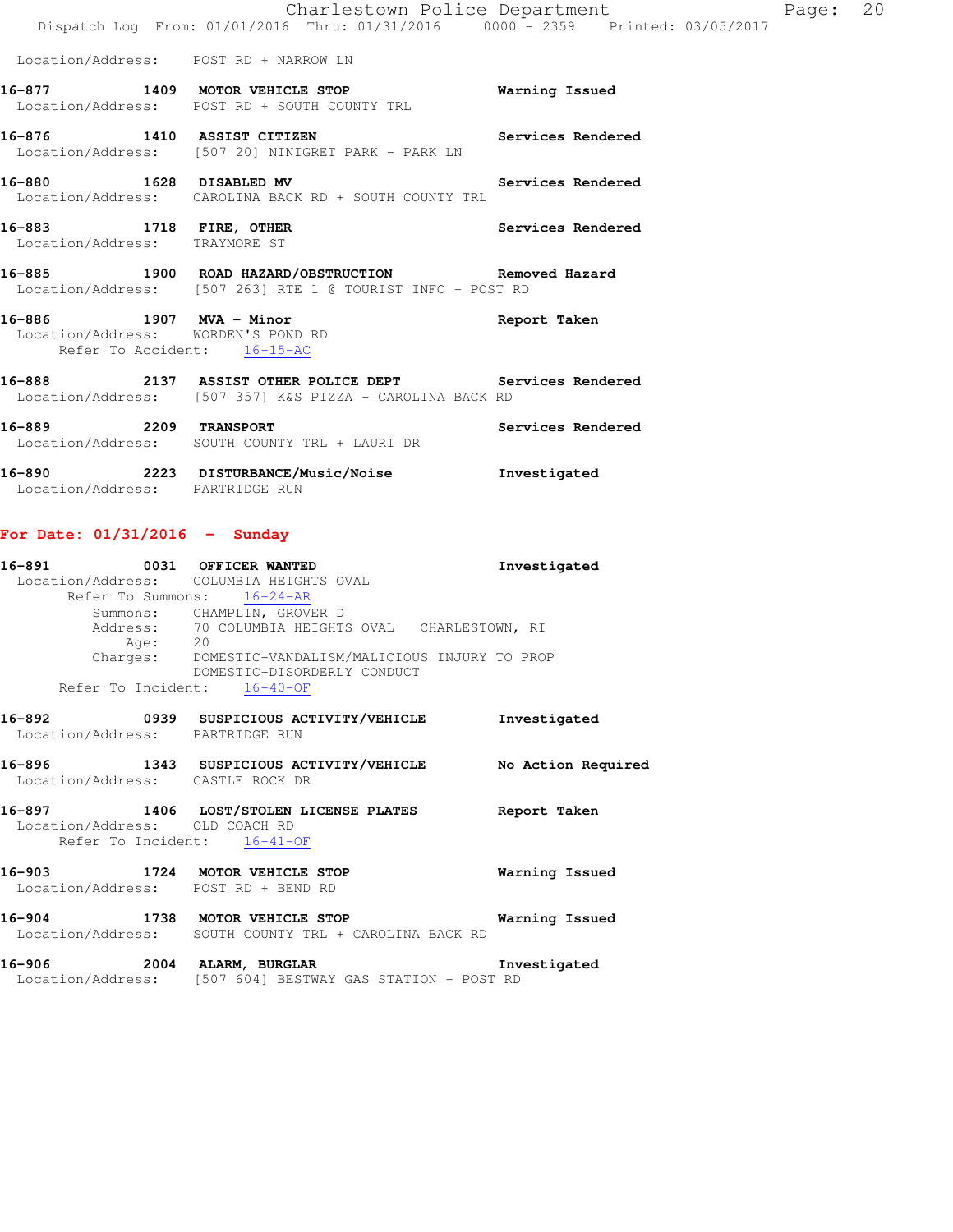Location/Address: POST RD + NARROW LN

**16-877 1409 MOTOR VEHICLE STOP** Warning Issued
Location/Address: POST RD + SOUTH COUNTY TRL

**16-876 1410 ASSIST CITIZEN** Services Rendered
Location/Address: [507 20] NINIGRET PARK - PARK LN

**16-880 1628 DISABLED MV** Services Rendered
Location/Address: CAROLINA BACK RD + SOUTH COUNTY TRL

**16-883 1718 FIRE, OTHER** Services Rendered
Location/Address: TRAYMORE ST

**16-885 1900 ROAD HAZARD/OBSTRUCTION** Removed Hazard
Location/Address: [507 263] RTE 1 @ TOURIST INFO - POST RD

**16-886 1907 MVA - Minor** Report Taken
Location/Address: WORDEN'S POND RD
Refer To Accident: 16-15-AC

**16-888 2137 ASSIST OTHER POLICE DEPT** Services Rendered
Location/Address: [507 357] K&S PIZZA - CAROLINA BACK RD

**16-889 2209 TRANSPORT** Services Rendered
Location/Address: SOUTH COUNTY TRL + LAURI DR

**16-890 2223 DISTURBANCE/Music/Noise** Investigated
Location/Address: PARTRIDGE RUN

## For Date: 01/31/2016 - Sunday

**16-891 0031 OFFICER WANTED** Investigated
Location/Address: COLUMBIA HEIGHTS OVAL
Refer To Summons: 16-24-AR
Summons: CHAMPLIN, GROVER D
Address: 70 COLUMBIA HEIGHTS OVAL CHARLESTOWN, RI
Age: 20
Charges: DOMESTIC-VANDALISM/MALICIOUS INJURY TO PROP
DOMESTIC-DISORDERLY CONDUCT
Refer To Incident: 16-40-OF

**16-892 0939 SUSPICIOUS ACTIVITY/VEHICLE** Investigated
Location/Address: PARTRIDGE RUN

**16-896 1343 SUSPICIOUS ACTIVITY/VEHICLE** No Action Required
Location/Address: CASTLE ROCK DR

**16-897 1406 LOST/STOLEN LICENSE PLATES** Report Taken
Location/Address: OLD COACH RD
Refer To Incident: 16-41-OF

**16-903 1724 MOTOR VEHICLE STOP** Warning Issued
Location/Address: POST RD + BEND RD

**16-904 1738 MOTOR VEHICLE STOP** Warning Issued
Location/Address: SOUTH COUNTY TRL + CAROLINA BACK RD

**16-906 2004 ALARM, BURGLAR** Investigated
Location/Address: [507 604] BESTWAY GAS STATION - POST RD